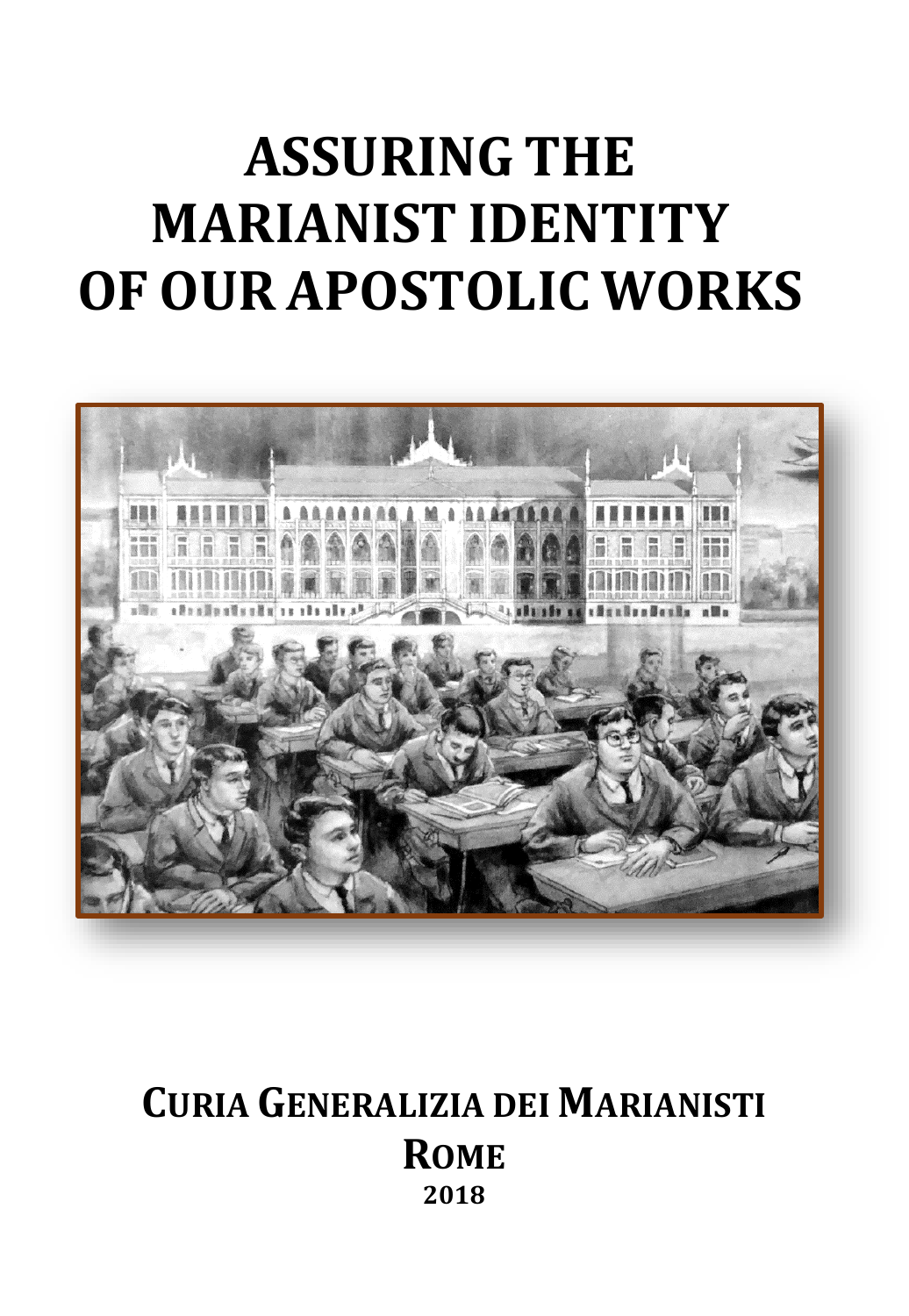# ASSURING THE MARIANIST IDENTITY OF OUR APOSTOLIC WORKS

**CURIA GENERALIZIA DEI MARIANISTI**

**ROME**

**2018**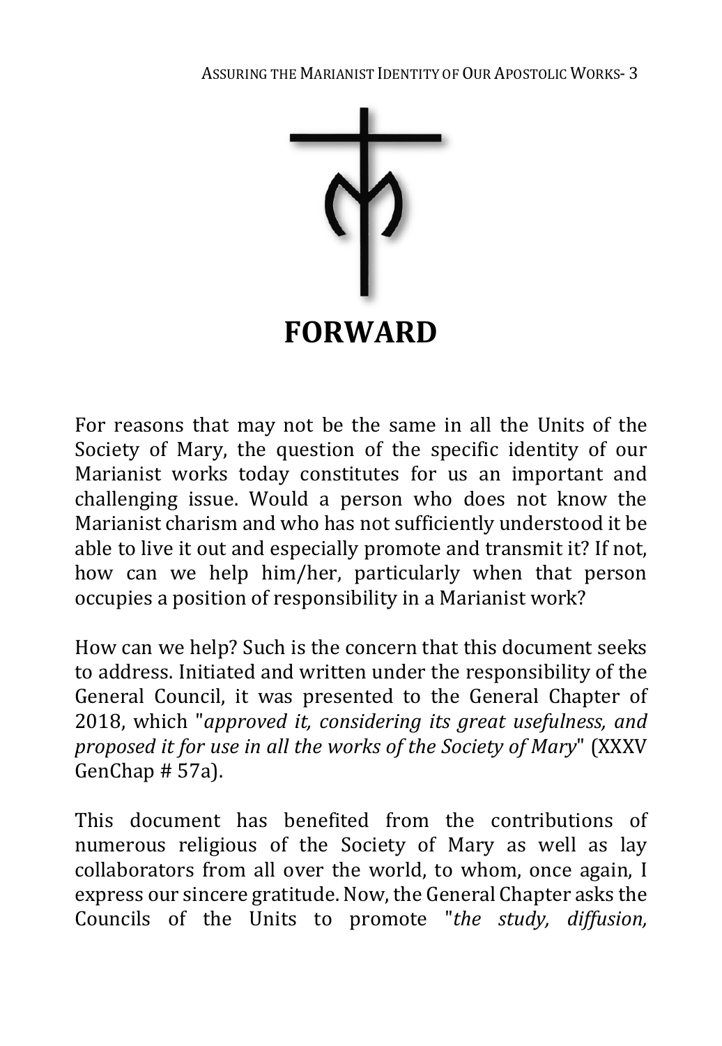# FORWARD

For reasons that may not be the same in all the Units of the Society of Mary, the question of the specific identity of our Marianist works today constitutes for us an important and challenging issue. Would a person who does not know the Marianist charism and who has not sufficiently understood it be able to live it out and especially promote and transmit it? If not, how can we help him/her, particularly when that person occupies a position of responsibility in a Marianist work?

How can we help? Such is the concern that this document seeks to address. Initiated and written under the responsibility of the General Council, it was presented to the General Chapter of 2018, which "*approved it, considering its great usefulness, and proposed it for use in all the works of the Society of Mary*" (XXXV GenChap # 57a).

This document has benefited from the contributions of numerous religious of the Society of Mary as well as lay collaborators from all over the world, to whom, once again, I express our sincere gratitude. Now, the General Chapter asks the Councils of the Units to promote "*the study, diffusion,*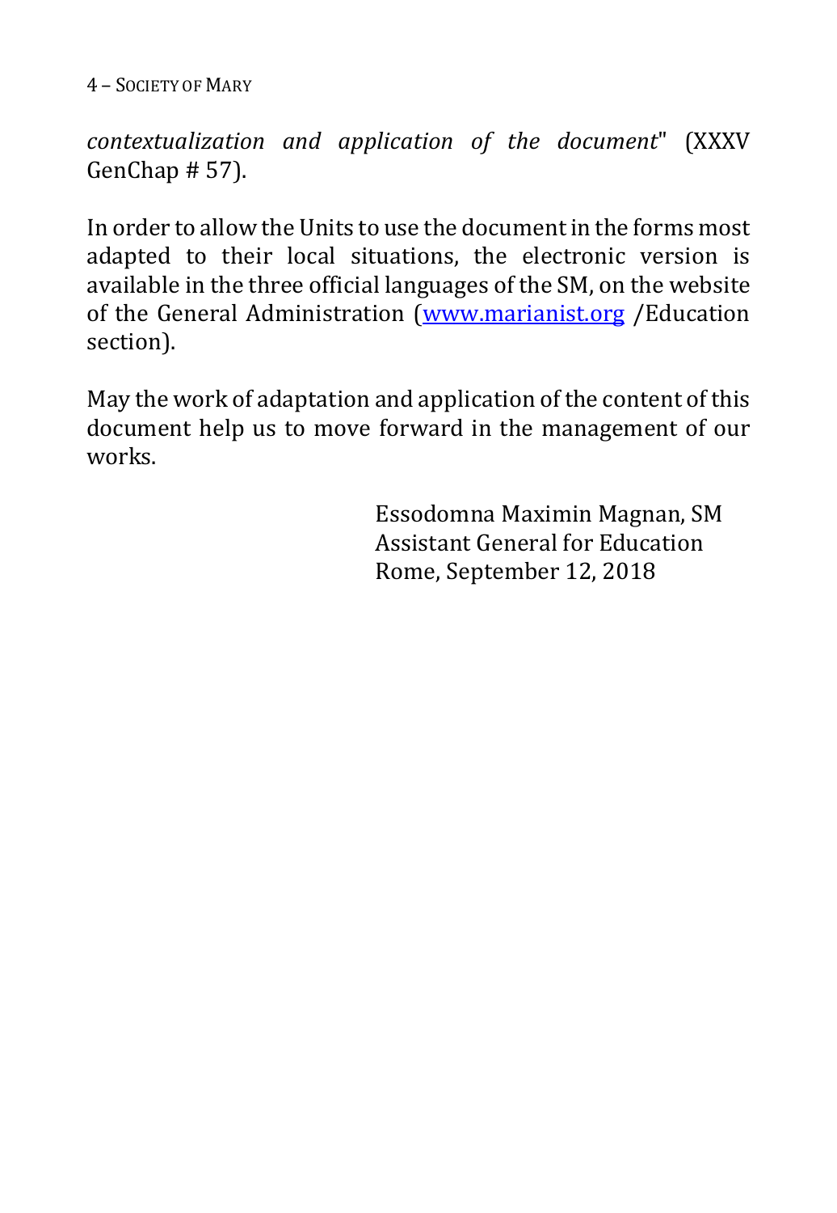*contextualization and application of the document*" (XXXV GenChap # 57).

In order to allow the Units to use the document in the forms most adapted to their local situations, the electronic version is available in the three official languages of the SM, on the website of the General Administration (www.marianist.org /Education section).

May the work of adaptation and application of the content of this document help us to move forward in the management of our works.

Essodomna Maximin Magnan, SM
Assistant General for Education
Rome, September 12, 2018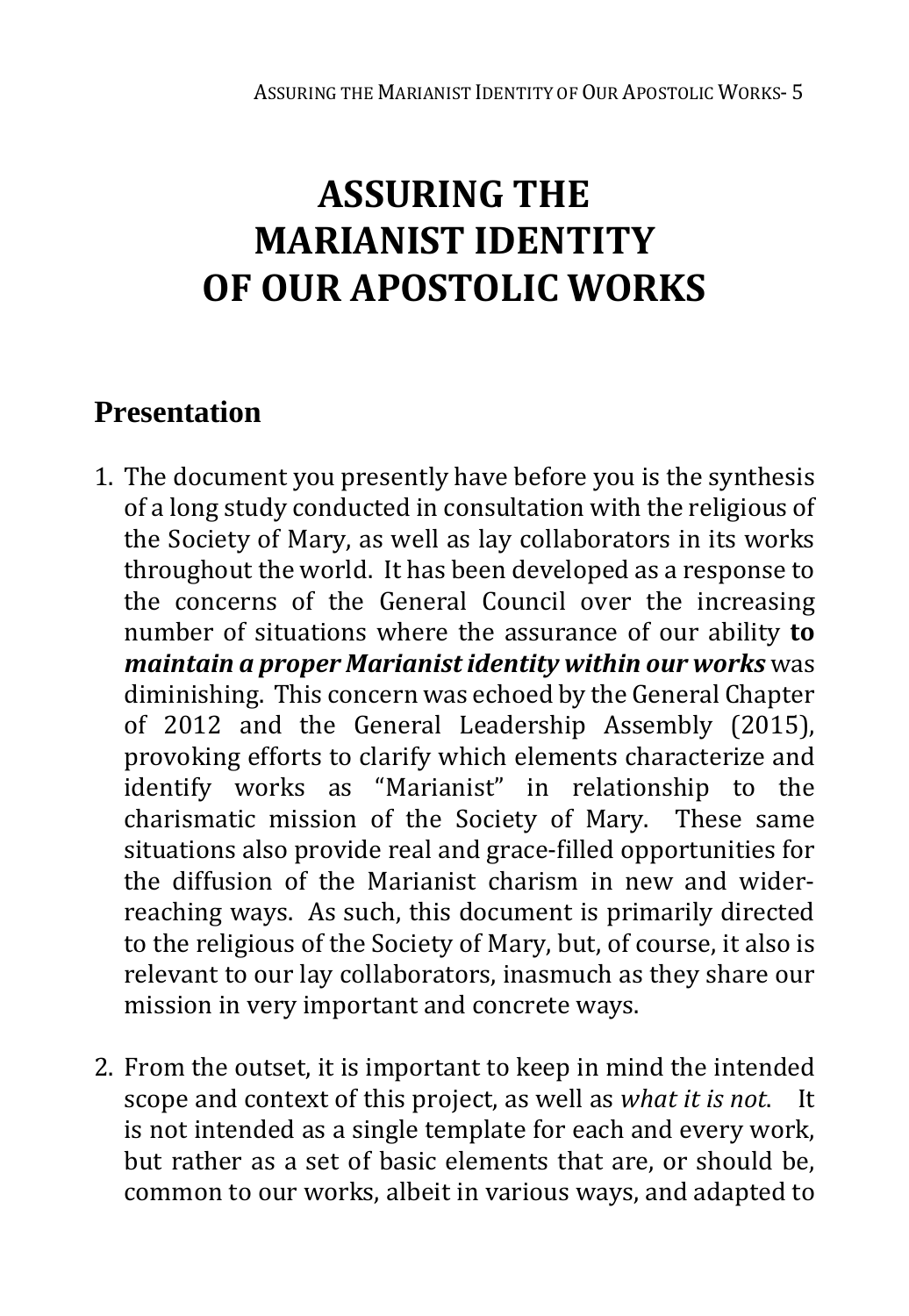# ASSURING THE MARIANIST IDENTITY OF OUR APOSTOLIC WORKS

## Presentation

1. The document you presently have before you is the synthesis of a long study conducted in consultation with the religious of the Society of Mary, as well as lay collaborators in its works throughout the world. It has been developed as a response to the concerns of the General Council over the increasing number of situations where the assurance of our ability **to *maintain a proper Marianist identity within our works*** was diminishing. This concern was echoed by the General Chapter of 2012 and the General Leadership Assembly (2015), provoking efforts to clarify which elements characterize and identify works as "Marianist" in relationship to the charismatic mission of the Society of Mary. These same situations also provide real and grace-filled opportunities for the diffusion of the Marianist charism in new and wider-reaching ways. As such, this document is primarily directed to the religious of the Society of Mary, but, of course, it also is relevant to our lay collaborators, inasmuch as they share our mission in very important and concrete ways.

2. From the outset, it is important to keep in mind the intended scope and context of this project, as well as *what it is not*. It is not intended as a single template for each and every work, but rather as a set of basic elements that are, or should be, common to our works, albeit in various ways, and adapted to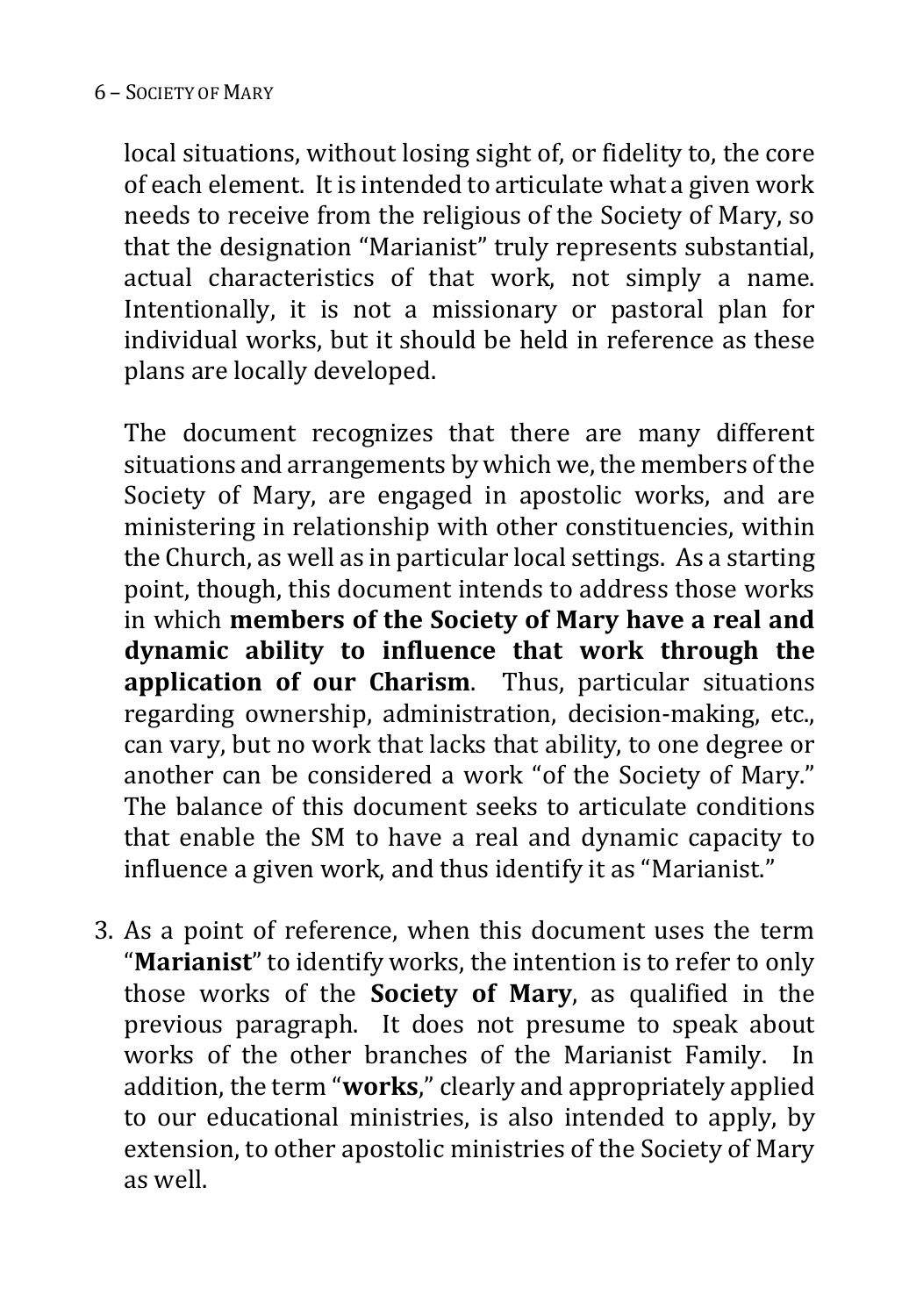local situations, without losing sight of, or fidelity to, the core of each element. It is intended to articulate what a given work needs to receive from the religious of the Society of Mary, so that the designation "Marianist" truly represents substantial, actual characteristics of that work, not simply a name. Intentionally, it is not a missionary or pastoral plan for individual works, but it should be held in reference as these plans are locally developed.

The document recognizes that there are many different situations and arrangements by which we, the members of the Society of Mary, are engaged in apostolic works, and are ministering in relationship with other constituencies, within the Church, as well as in particular local settings. As a starting point, though, this document intends to address those works in which **members of the Society of Mary have a real and dynamic ability to influence that work through the application of our Charism**. Thus, particular situations regarding ownership, administration, decision-making, etc., can vary, but no work that lacks that ability, to one degree or another can be considered a work "of the Society of Mary." The balance of this document seeks to articulate conditions that enable the SM to have a real and dynamic capacity to influence a given work, and thus identify it as "Marianist."

3. As a point of reference, when this document uses the term "**Marianist**" to identify works, the intention is to refer to only those works of the **Society of Mary**, as qualified in the previous paragraph. It does not presume to speak about works of the other branches of the Marianist Family. In addition, the term "**works**," clearly and appropriately applied to our educational ministries, is also intended to apply, by extension, to other apostolic ministries of the Society of Mary as well.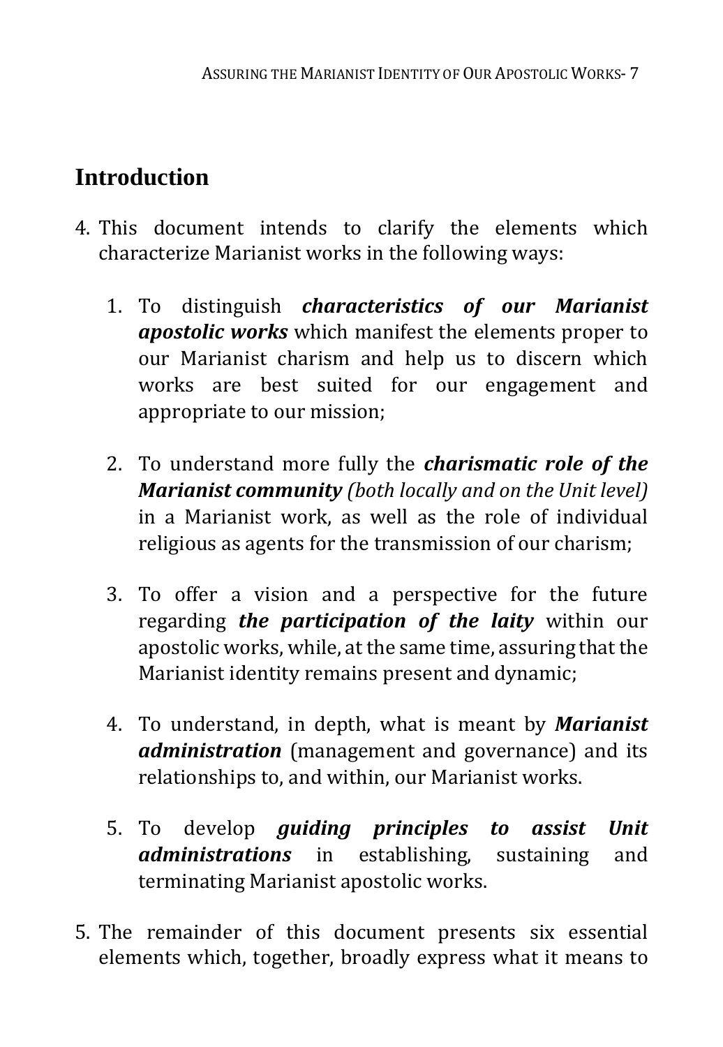## Introduction

4. This document intends to clarify the elements which characterize Marianist works in the following ways:

    1. To distinguish ***characteristics of our Marianist apostolic works*** which manifest the elements proper to our Marianist charism and help us to discern which works are best suited for our engagement and appropriate to our mission;

    2. To understand more fully the ***charismatic role of the Marianist community*** *(both locally and on the Unit level)* in a Marianist work, as well as the role of individual religious as agents for the transmission of our charism;

    3. To offer a vision and a perspective for the future regarding ***the participation of the laity*** within our apostolic works, while, at the same time, assuring that the Marianist identity remains present and dynamic;

    4. To understand, in depth, what is meant by ***Marianist administration*** (management and governance) and its relationships to, and within, our Marianist works.

    5. To develop ***guiding principles to assist Unit administrations*** in establishing, sustaining and terminating Marianist apostolic works.

5. The remainder of this document presents six essential elements which, together, broadly express what it means to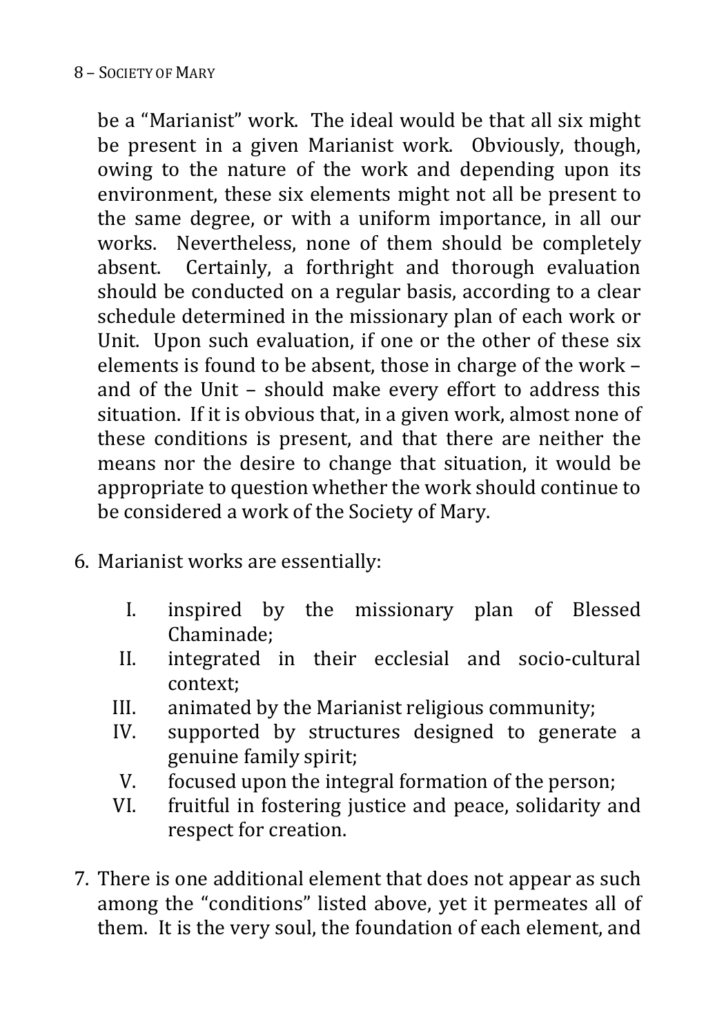be a "Marianist" work. The ideal would be that all six might be present in a given Marianist work. Obviously, though, owing to the nature of the work and depending upon its environment, these six elements might not all be present to the same degree, or with a uniform importance, in all our works. Nevertheless, none of them should be completely absent. Certainly, a forthright and thorough evaluation should be conducted on a regular basis, according to a clear schedule determined in the missionary plan of each work or Unit. Upon such evaluation, if one or the other of these six elements is found to be absent, those in charge of the work – and of the Unit – should make every effort to address this situation. If it is obvious that, in a given work, almost none of these conditions is present, and that there are neither the means nor the desire to change that situation, it would be appropriate to question whether the work should continue to be considered a work of the Society of Mary.

6. Marianist works are essentially:

   I. inspired by the missionary plan of Blessed Chaminade;
   II. integrated in their ecclesial and socio-cultural context;
   III. animated by the Marianist religious community;
   IV. supported by structures designed to generate a genuine family spirit;
   V. focused upon the integral formation of the person;
   VI. fruitful in fostering justice and peace, solidarity and respect for creation.

7. There is one additional element that does not appear as such among the "conditions" listed above, yet it permeates all of them. It is the very soul, the foundation of each element, and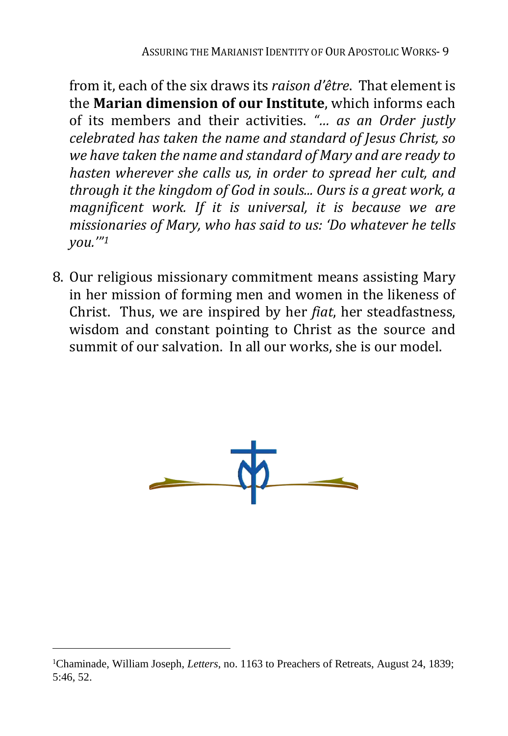from it, each of the six draws its *raison d'être*. That element is the **Marian dimension of our Institute**, which informs each of its members and their activities. *"… as an Order justly celebrated has taken the name and standard of Jesus Christ, so we have taken the name and standard of Mary and are ready to hasten wherever she calls us, in order to spread her cult, and through it the kingdom of God in souls... Ours is a great work, a magnificent work. If it is universal, it is because we are missionaries of Mary, who has said to us: 'Do whatever he tells you.'"*[1]

8. Our religious missionary commitment means assisting Mary in her mission of forming men and women in the likeness of Christ. Thus, we are inspired by her *fiat*, her steadfastness, wisdom and constant pointing to Christ as the source and summit of our salvation. In all our works, she is our model.

---

[1] Chaminade, William Joseph, *Letters*, no. 1163 to Preachers of Retreats, August 24, 1839; 5:46, 52.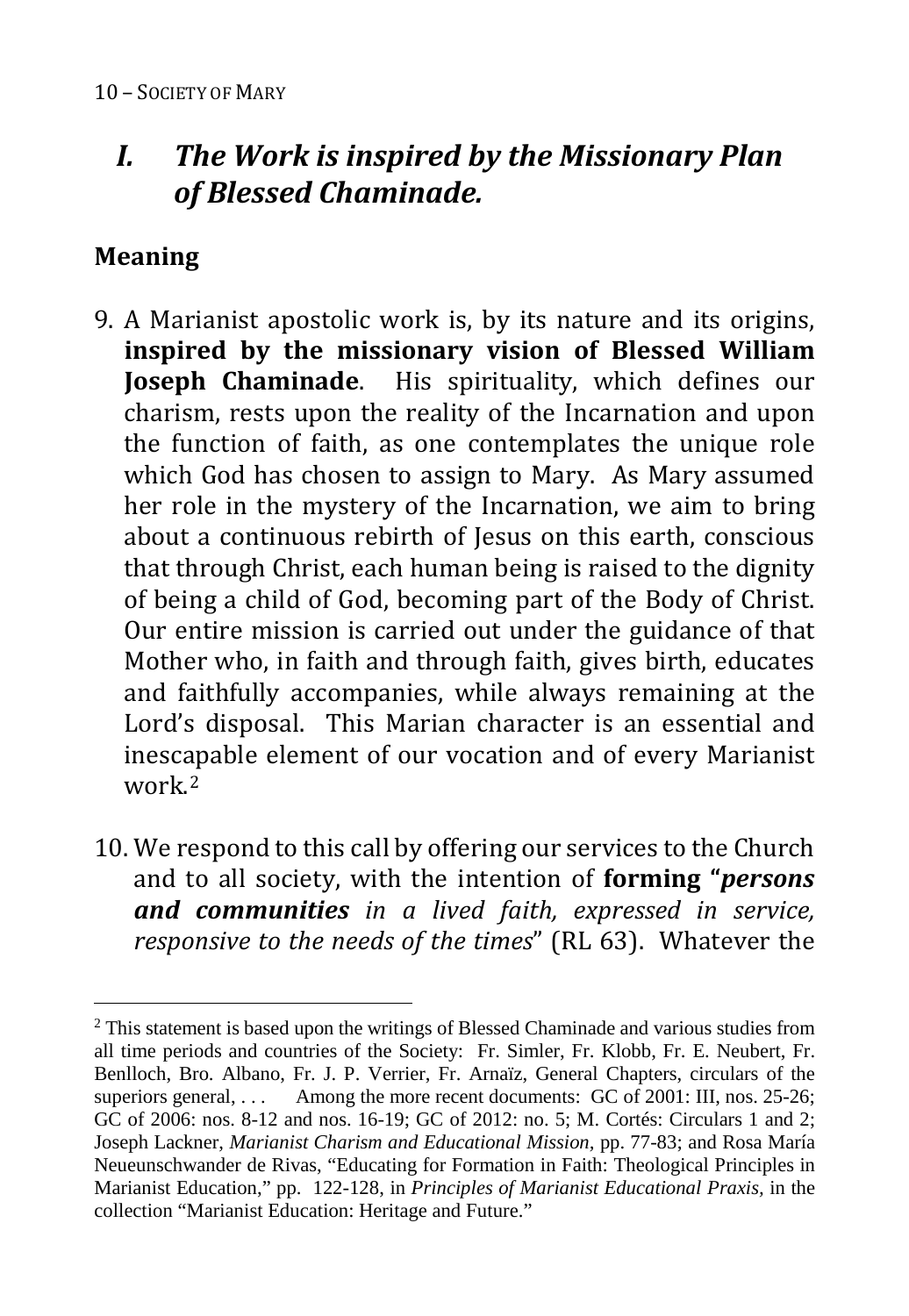## *I. The Work is inspired by the Missionary Plan of Blessed Chaminade.*

### Meaning

9. A Marianist apostolic work is, by its nature and its origins, **inspired by the missionary vision of Blessed William Joseph Chaminade**. His spirituality, which defines our charism, rests upon the reality of the Incarnation and upon the function of faith, as one contemplates the unique role which God has chosen to assign to Mary. As Mary assumed her role in the mystery of the Incarnation, we aim to bring about a continuous rebirth of Jesus on this earth, conscious that through Christ, each human being is raised to the dignity of being a child of God, becoming part of the Body of Christ. Our entire mission is carried out under the guidance of that Mother who, in faith and through faith, gives birth, educates and faithfully accompanies, while always remaining at the Lord's disposal. This Marian character is an essential and inescapable element of our vocation and of every Marianist work.[2]

10. We respond to this call by offering our services to the Church and to all society, with the intention of **forming "*persons and communities*** *in a lived faith, expressed in service, responsive to the needs of the times*" (RL 63). Whatever the

---

[2] This statement is based upon the writings of Blessed Chaminade and various studies from all time periods and countries of the Society: Fr. Simler, Fr. Klobb, Fr. E. Neubert, Fr. Benlloch, Bro. Albano, Fr. J. P. Verrier, Fr. Arnaïz, General Chapters, circulars of the superiors general, . . . Among the more recent documents: GC of 2001: III, nos. 25-26; GC of 2006: nos. 8-12 and nos. 16-19; GC of 2012: no. 5; M. Cortés: Circulars 1 and 2; Joseph Lackner, *Marianist Charism and Educational Mission*, pp. 77-83; and Rosa María Neueunschwander de Rivas, "Educating for Formation in Faith: Theological Principles in Marianist Education," pp. 122-128, in *Principles of Marianist Educational Praxis*, in the collection "Marianist Education: Heritage and Future."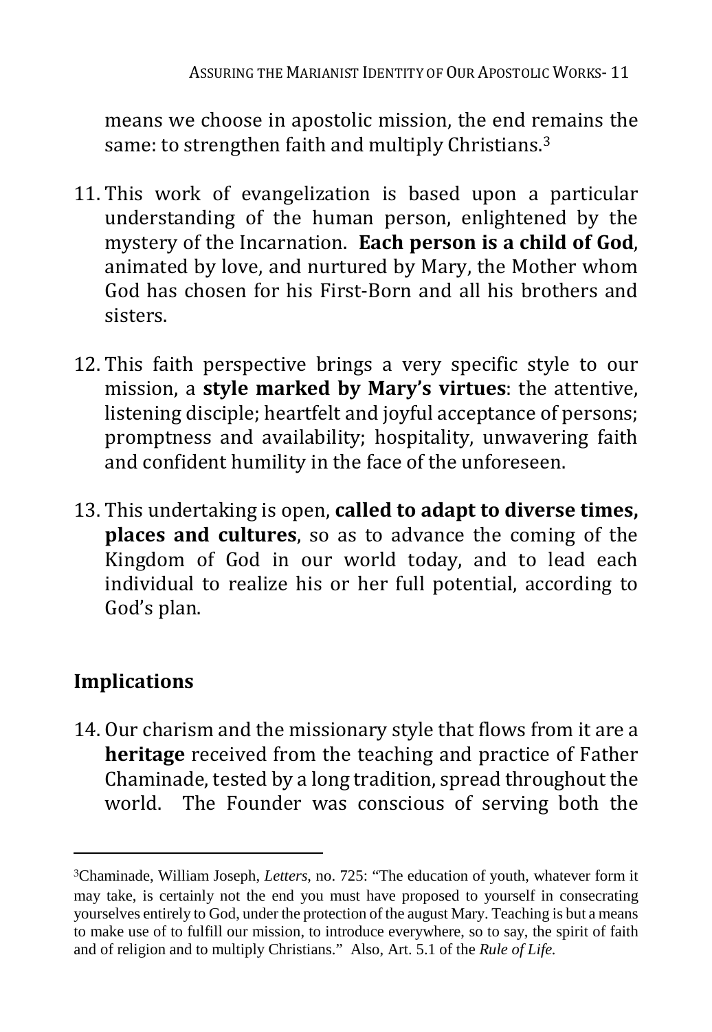means we choose in apostolic mission, the end remains the same: to strengthen faith and multiply Christians.[3]

11. This work of evangelization is based upon a particular understanding of the human person, enlightened by the mystery of the Incarnation. **Each person is a child of God**, animated by love, and nurtured by Mary, the Mother whom God has chosen for his First-Born and all his brothers and sisters.

12. This faith perspective brings a very specific style to our mission, a **style marked by Mary's virtues**: the attentive, listening disciple; heartfelt and joyful acceptance of persons; promptness and availability; hospitality, unwavering faith and confident humility in the face of the unforeseen.

13. This undertaking is open, **called to adapt to diverse times, places and cultures**, so as to advance the coming of the Kingdom of God in our world today, and to lead each individual to realize his or her full potential, according to God's plan.

## Implications

14. Our charism and the missionary style that flows from it are a **heritage** received from the teaching and practice of Father Chaminade, tested by a long tradition, spread throughout the world. The Founder was conscious of serving both the

---

[3]Chaminade, William Joseph, *Letters*, no. 725: "The education of youth, whatever form it may take, is certainly not the end you must have proposed to yourself in consecrating yourselves entirely to God, under the protection of the august Mary. Teaching is but a means to make use of to fulfill our mission, to introduce everywhere, so to say, the spirit of faith and of religion and to multiply Christians." Also, Art. 5.1 of the *Rule of Life.*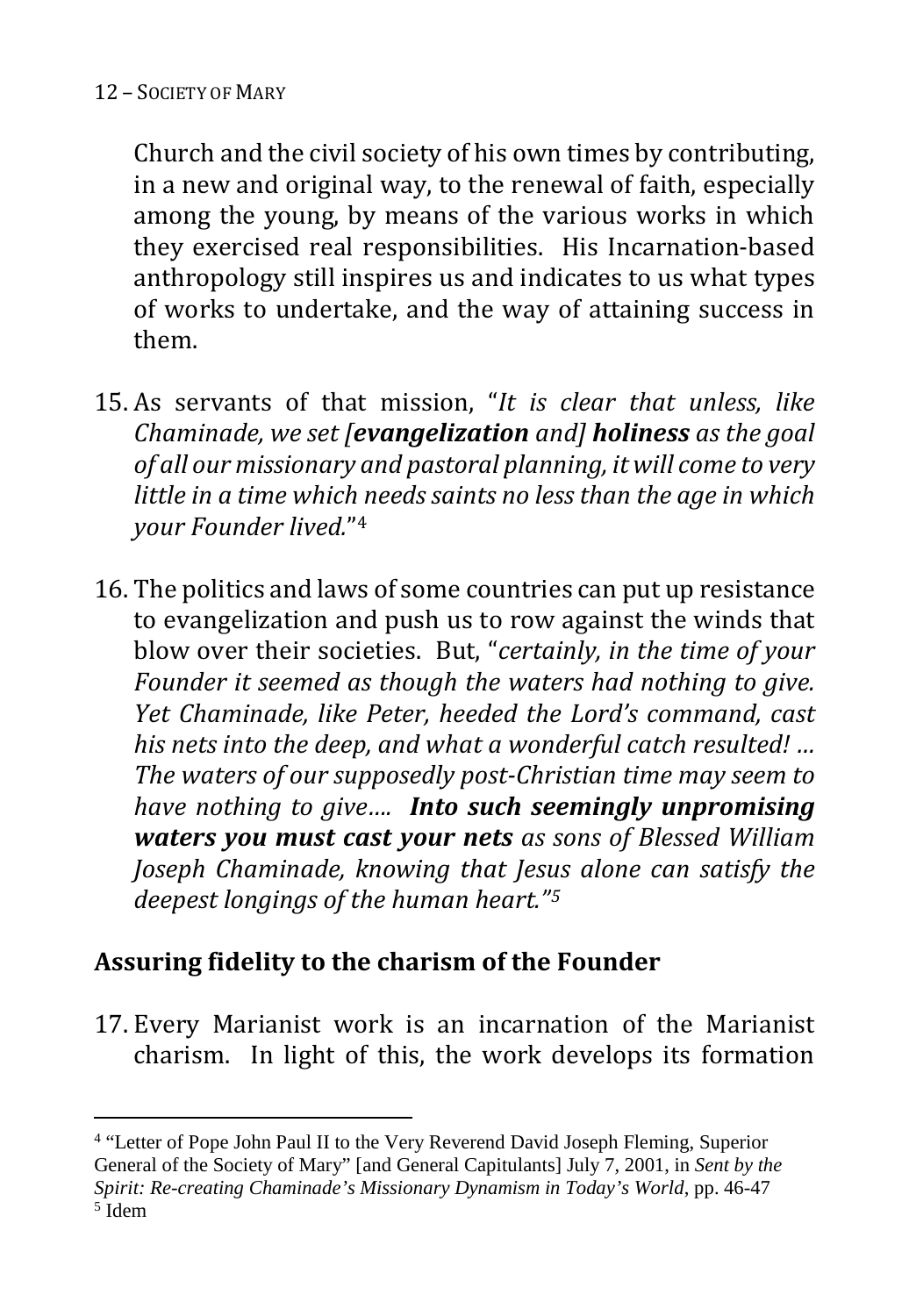Church and the civil society of his own times by contributing, in a new and original way, to the renewal of faith, especially among the young, by means of the various works in which they exercised real responsibilities. His Incarnation-based anthropology still inspires us and indicates to us what types of works to undertake, and the way of attaining success in them.

15. As servants of that mission, "*It is clear that unless, like Chaminade, we set [**evangelization** and] **holiness** as the goal of all our missionary and pastoral planning, it will come to very little in a time which needs saints no less than the age in which your Founder lived.*"[4]

16. The politics and laws of some countries can put up resistance to evangelization and push us to row against the winds that blow over their societies. But, "*certainly, in the time of your Founder it seemed as though the waters had nothing to give. Yet Chaminade, like Peter, heeded the Lord's command, cast his nets into the deep, and what a wonderful catch resulted! … The waters of our supposedly post-Christian time may seem to have nothing to give…. **Into such seemingly unpromising waters you must cast your nets** as sons of Blessed William Joseph Chaminade, knowing that Jesus alone can satisfy the deepest longings of the human heart.*"[5]

## Assuring fidelity to the charism of the Founder

17. Every Marianist work is an incarnation of the Marianist charism. In light of this, the work develops its formation

---

[4] "Letter of Pope John Paul II to the Very Reverend David Joseph Fleming, Superior General of the Society of Mary" [and General Capitulants] July 7, 2001, in *Sent by the Spirit: Re-creating Chaminade's Missionary Dynamism in Today's World*, pp. 46-47

[5] Idem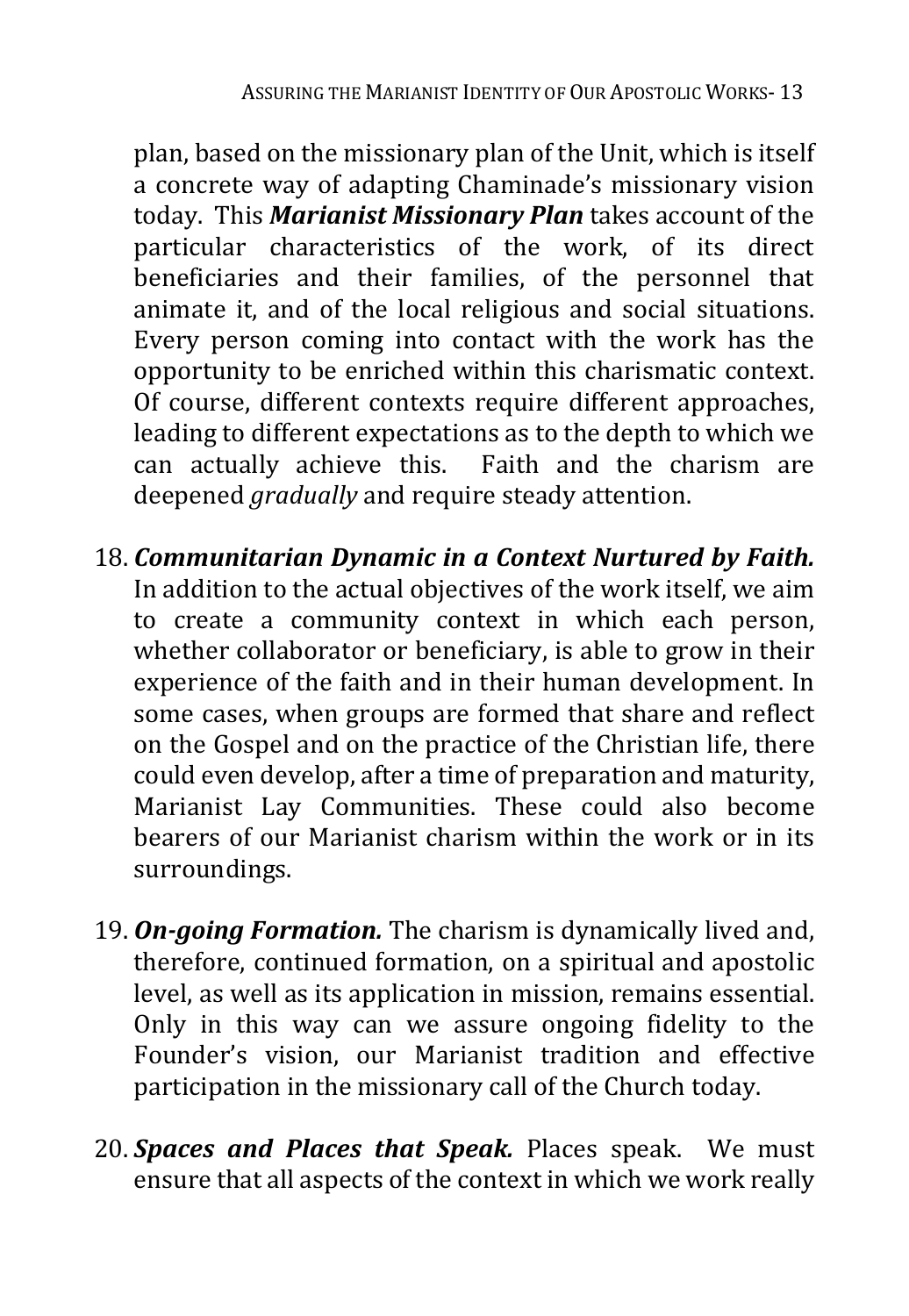plan, based on the missionary plan of the Unit, which is itself a concrete way of adapting Chaminade's missionary vision today. This ***Marianist Missionary Plan*** takes account of the particular characteristics of the work, of its direct beneficiaries and their families, of the personnel that animate it, and of the local religious and social situations. Every person coming into contact with the work has the opportunity to be enriched within this charismatic context. Of course, different contexts require different approaches, leading to different expectations as to the depth to which we can actually achieve this. Faith and the charism are deepened *gradually* and require steady attention.

18. ***Communitarian Dynamic in a Context Nurtured by Faith.*** In addition to the actual objectives of the work itself, we aim to create a community context in which each person, whether collaborator or beneficiary, is able to grow in their experience of the faith and in their human development. In some cases, when groups are formed that share and reflect on the Gospel and on the practice of the Christian life, there could even develop, after a time of preparation and maturity, Marianist Lay Communities. These could also become bearers of our Marianist charism within the work or in its surroundings.

19. ***On-going Formation.*** The charism is dynamically lived and, therefore, continued formation, on a spiritual and apostolic level, as well as its application in mission, remains essential. Only in this way can we assure ongoing fidelity to the Founder's vision, our Marianist tradition and effective participation in the missionary call of the Church today.

20. ***Spaces and Places that Speak.*** Places speak. We must ensure that all aspects of the context in which we work really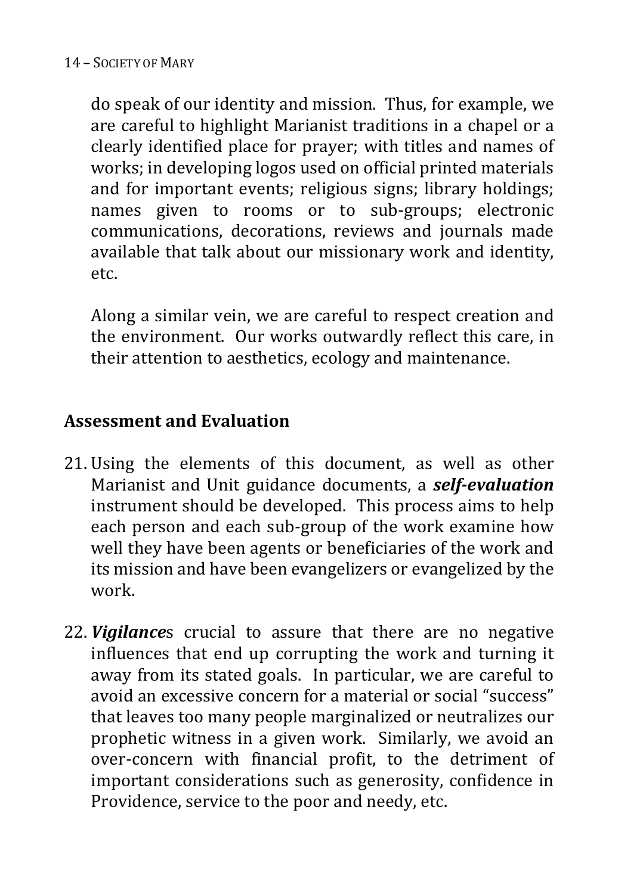do speak of our identity and mission. Thus, for example, we are careful to highlight Marianist traditions in a chapel or a clearly identified place for prayer; with titles and names of works; in developing logos used on official printed materials and for important events; religious signs; library holdings; names given to rooms or to sub-groups; electronic communications, decorations, reviews and journals made available that talk about our missionary work and identity, etc.

Along a similar vein, we are careful to respect creation and the environment. Our works outwardly reflect this care, in their attention to aesthetics, ecology and maintenance.

## Assessment and Evaluation

21. Using the elements of this document, as well as other Marianist and Unit guidance documents, a ***self-evaluation*** instrument should be developed. This process aims to help each person and each sub-group of the work examine how well they have been agents or beneficiaries of the work and its mission and have been evangelizers or evangelized by the work.

22. ***Vigilance***s crucial to assure that there are no negative influences that end up corrupting the work and turning it away from its stated goals. In particular, we are careful to avoid an excessive concern for a material or social "success" that leaves too many people marginalized or neutralizes our prophetic witness in a given work. Similarly, we avoid an over-concern with financial profit, to the detriment of important considerations such as generosity, confidence in Providence, service to the poor and needy, etc.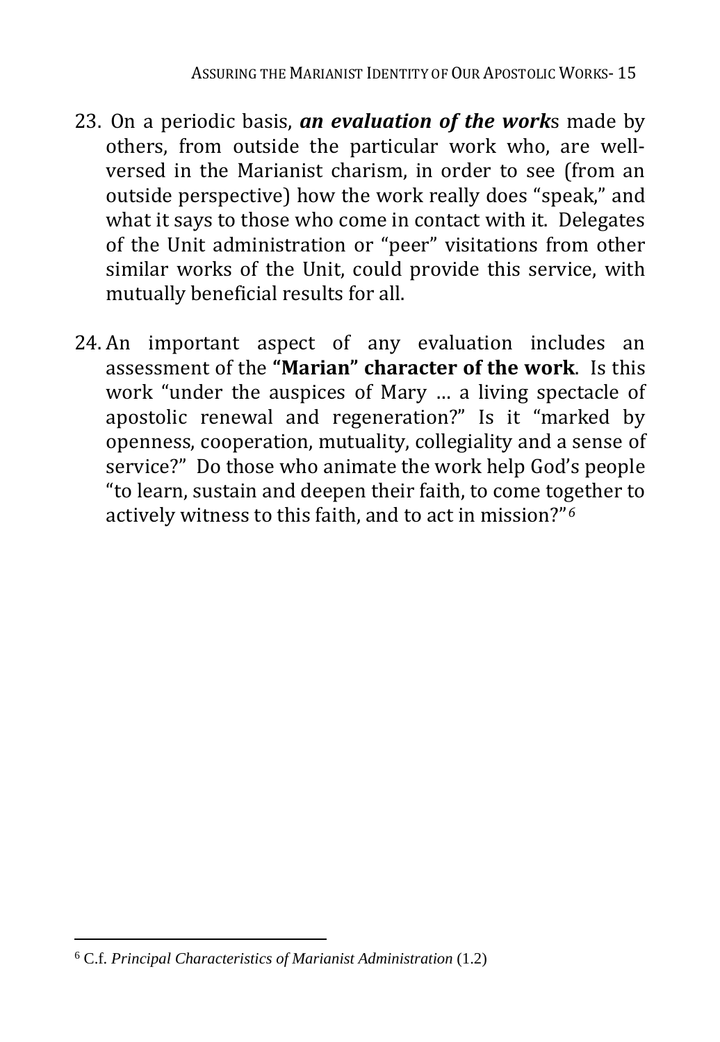23. On a periodic basis, ***an evaluation of the work*s** made by others, from outside the particular work who, are well-versed in the Marianist charism, in order to see (from an outside perspective) how the work really does "speak," and what it says to those who come in contact with it. Delegates of the Unit administration or "peer" visitations from other similar works of the Unit, could provide this service, with mutually beneficial results for all.

24. An important aspect of any evaluation includes an assessment of the **"Marian" character of the work**. Is this work "under the auspices of Mary … a living spectacle of apostolic renewal and regeneration?" Is it "marked by openness, cooperation, mutuality, collegiality and a sense of service?" Do those who animate the work help God's people "to learn, sustain and deepen their faith, to come together to actively witness to this faith, and to act in mission?"[6]

---

[6] C.f. *Principal Characteristics of Marianist Administration* (1.2)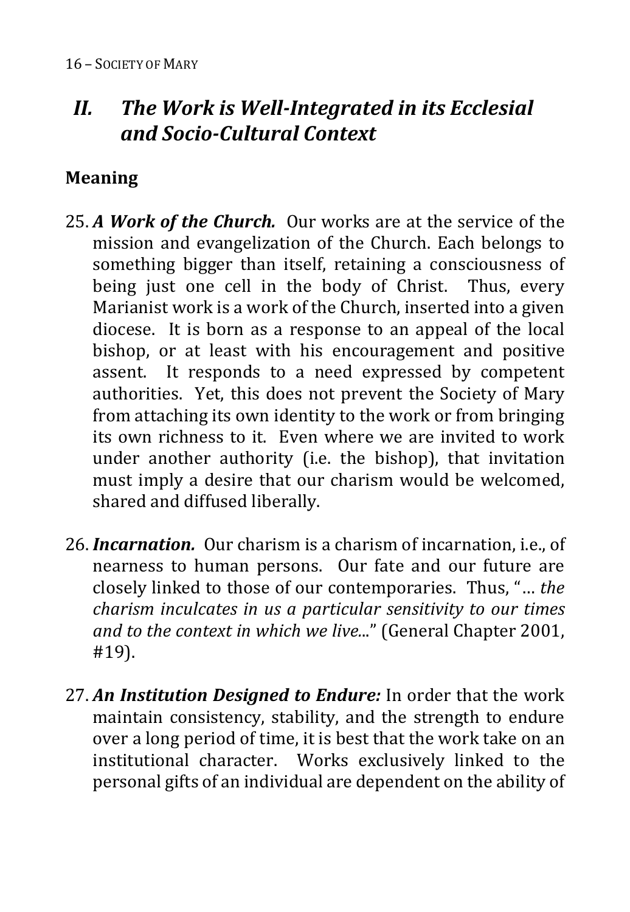## *II. The Work is Well-Integrated in its Ecclesial and Socio-Cultural Context*

### Meaning

25. ***A Work of the Church.*** Our works are at the service of the mission and evangelization of the Church. Each belongs to something bigger than itself, retaining a consciousness of being just one cell in the body of Christ. Thus, every Marianist work is a work of the Church, inserted into a given diocese. It is born as a response to an appeal of the local bishop, or at least with his encouragement and positive assent. It responds to a need expressed by competent authorities. Yet, this does not prevent the Society of Mary from attaching its own identity to the work or from bringing its own richness to it. Even where we are invited to work under another authority (i.e. the bishop), that invitation must imply a desire that our charism would be welcomed, shared and diffused liberally.

26. ***Incarnation.*** Our charism is a charism of incarnation, i.e., of nearness to human persons. Our fate and our future are closely linked to those of our contemporaries. Thus, "… *the charism inculcates in us a particular sensitivity to our times and to the context in which we live...*" (General Chapter 2001, #19).

27. ***An Institution Designed to Endure:*** In order that the work maintain consistency, stability, and the strength to endure over a long period of time, it is best that the work take on an institutional character. Works exclusively linked to the personal gifts of an individual are dependent on the ability of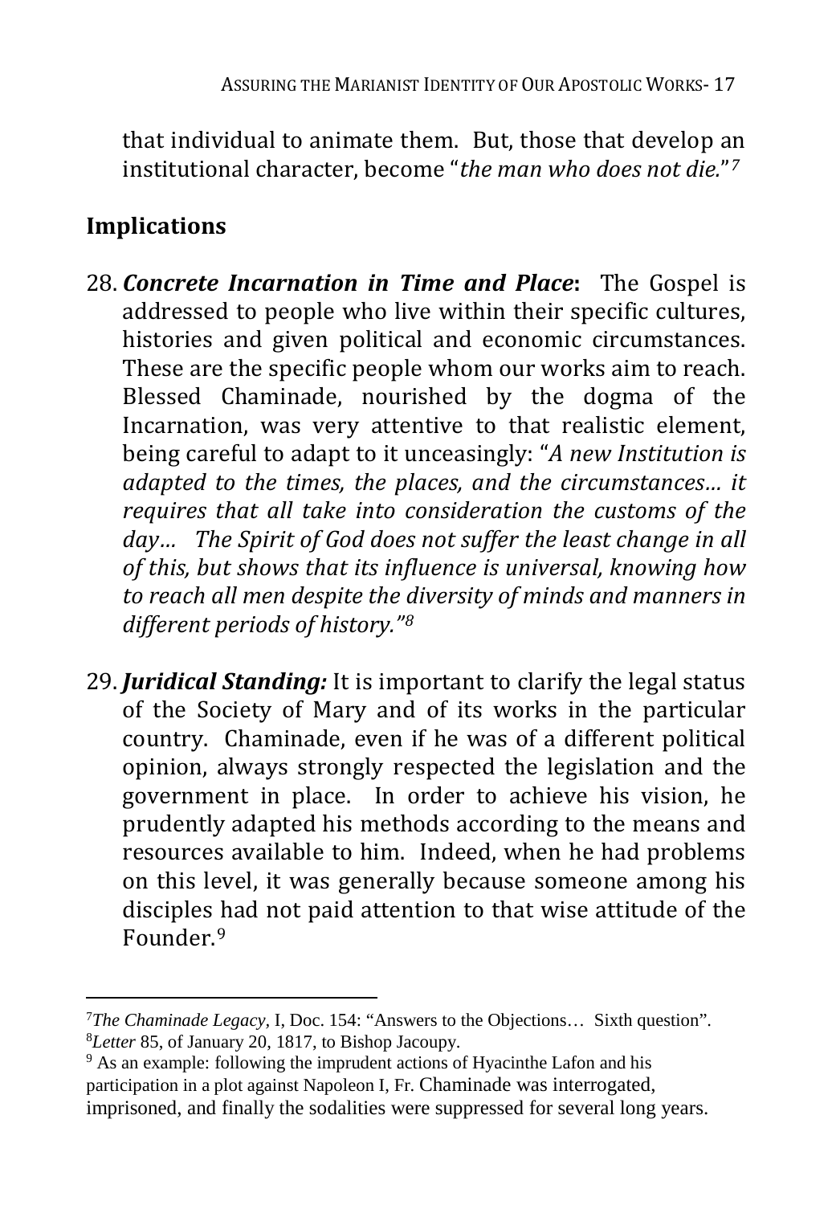that individual to animate them. But, those that develop an institutional character, become "*the man who does not die.*"[7]

## Implications

28. ***Concrete Incarnation in Time and Place*:** The Gospel is addressed to people who live within their specific cultures, histories and given political and economic circumstances. These are the specific people whom our works aim to reach. Blessed Chaminade, nourished by the dogma of the Incarnation, was very attentive to that realistic element, being careful to adapt to it unceasingly: "*A new Institution is adapted to the times, the places, and the circumstances… it requires that all take into consideration the customs of the day… The Spirit of God does not suffer the least change in all of this, but shows that its influence is universal, knowing how to reach all men despite the diversity of minds and manners in different periods of history."*[8]

29. ***Juridical Standing:*** It is important to clarify the legal status of the Society of Mary and of its works in the particular country. Chaminade, even if he was of a different political opinion, always strongly respected the legislation and the government in place. In order to achieve his vision, he prudently adapted his methods according to the means and resources available to him. Indeed, when he had problems on this level, it was generally because someone among his disciples had not paid attention to that wise attitude of the Founder.[9]

---

[7] *The Chaminade Legacy*, I, Doc. 154: "Answers to the Objections… Sixth question".

[8] *Letter* 85, of January 20, 1817, to Bishop Jacoupy.

[9] As an example: following the imprudent actions of Hyacinthe Lafon and his participation in a plot against Napoleon I, Fr. Chaminade was interrogated, imprisoned, and finally the sodalities were suppressed for several long years.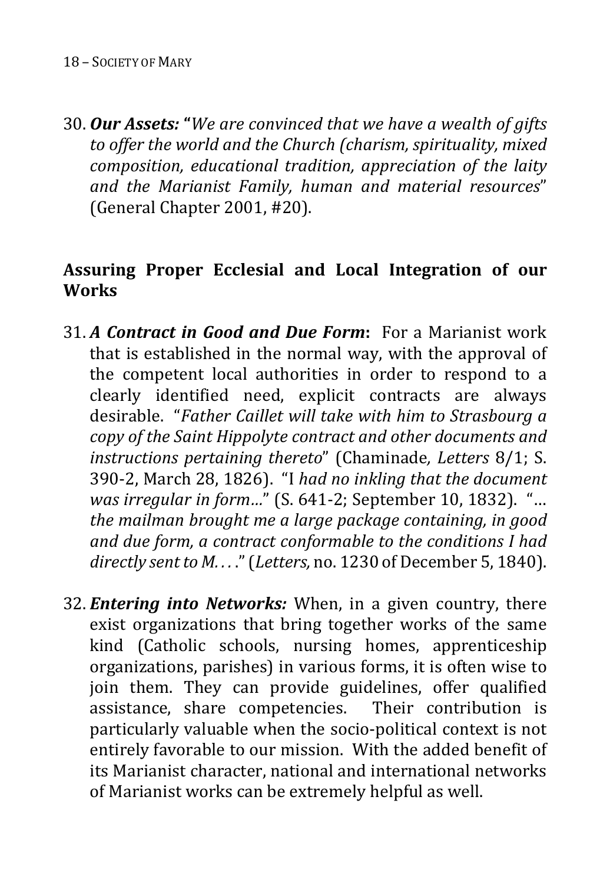30. ***Our Assets:*** **"***We are convinced that we have a wealth of gifts to offer the world and the Church (charism, spirituality, mixed composition, educational tradition, appreciation of the laity and the Marianist Family, human and material resources*" (General Chapter 2001, #20).

## Assuring Proper Ecclesial and Local Integration of our Works

31. ***A Contract in Good and Due Form*****:** For a Marianist work that is established in the normal way, with the approval of the competent local authorities in order to respond to a clearly identified need, explicit contracts are always desirable. "*Father Caillet will take with him to Strasbourg a copy of the Saint Hippolyte contract and other documents and instructions pertaining thereto*" (Chaminade*, Letters* 8/1; S. 390-2, March 28, 1826). "I *had no inkling that the document was irregular in form…*" (S. 641-2; September 10, 1832). "… *the mailman brought me a large package containing, in good and due form, a contract conformable to the conditions I had directly sent to M. . . .*" (*Letters,* no. 1230 of December 5, 1840).

32. ***Entering into Networks:*** When, in a given country, there exist organizations that bring together works of the same kind (Catholic schools, nursing homes, apprenticeship organizations, parishes) in various forms, it is often wise to join them. They can provide guidelines, offer qualified assistance, share competencies. Their contribution is particularly valuable when the socio-political context is not entirely favorable to our mission. With the added benefit of its Marianist character, national and international networks of Marianist works can be extremely helpful as well.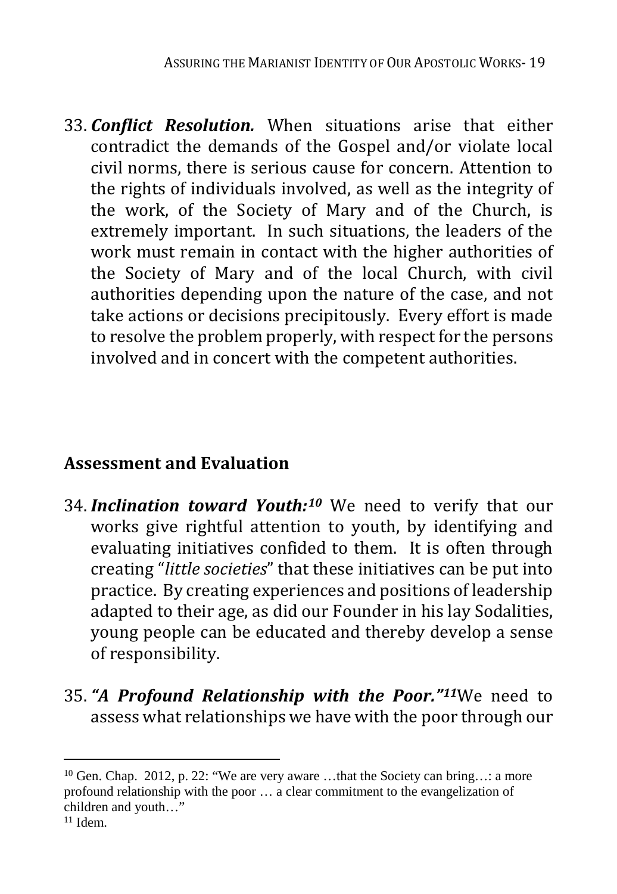33. ***Conflict Resolution.*** When situations arise that either contradict the demands of the Gospel and/or violate local civil norms, there is serious cause for concern. Attention to the rights of individuals involved, as well as the integrity of the work, of the Society of Mary and of the Church, is extremely important. In such situations, the leaders of the work must remain in contact with the higher authorities of the Society of Mary and of the local Church, with civil authorities depending upon the nature of the case, and not take actions or decisions precipitously. Every effort is made to resolve the problem properly, with respect for the persons involved and in concert with the competent authorities.

## Assessment and Evaluation

34. ***Inclination toward Youth:***[10] We need to verify that our works give rightful attention to youth, by identifying and evaluating initiatives confided to them. It is often through creating "*little societies*" that these initiatives can be put into practice. By creating experiences and positions of leadership adapted to their age, as did our Founder in his lay Sodalities, young people can be educated and thereby develop a sense of responsibility.

35. ***"A Profound Relationship with the Poor."***[11] We need to assess what relationships we have with the poor through our

---

[10] Gen. Chap. 2012, p. 22: "We are very aware …that the Society can bring…: a more profound relationship with the poor … a clear commitment to the evangelization of children and youth…"

[11] Idem.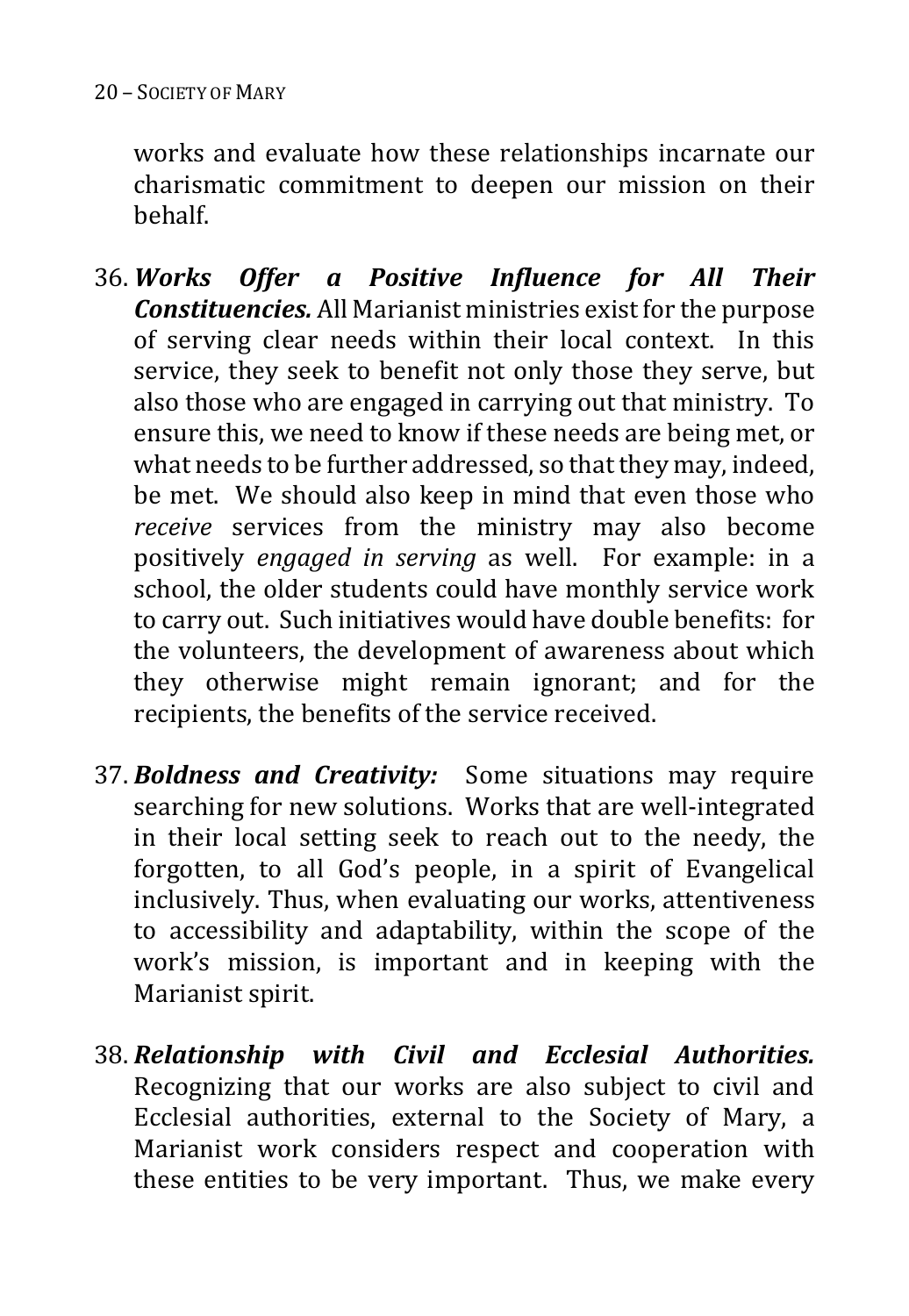works and evaluate how these relationships incarnate our charismatic commitment to deepen our mission on their behalf.

36. ***Works Offer a Positive Influence for All Their Constituencies.*** All Marianist ministries exist for the purpose of serving clear needs within their local context. In this service, they seek to benefit not only those they serve, but also those who are engaged in carrying out that ministry. To ensure this, we need to know if these needs are being met, or what needs to be further addressed, so that they may, indeed, be met. We should also keep in mind that even those who *receive* services from the ministry may also become positively *engaged in serving* as well. For example: in a school, the older students could have monthly service work to carry out. Such initiatives would have double benefits: for the volunteers, the development of awareness about which they otherwise might remain ignorant; and for the recipients, the benefits of the service received.

37. ***Boldness and Creativity:*** Some situations may require searching for new solutions. Works that are well-integrated in their local setting seek to reach out to the needy, the forgotten, to all God's people, in a spirit of Evangelical inclusively. Thus, when evaluating our works, attentiveness to accessibility and adaptability, within the scope of the work's mission, is important and in keeping with the Marianist spirit.

38. ***Relationship with Civil and Ecclesial Authorities.*** Recognizing that our works are also subject to civil and Ecclesial authorities, external to the Society of Mary, a Marianist work considers respect and cooperation with these entities to be very important. Thus, we make every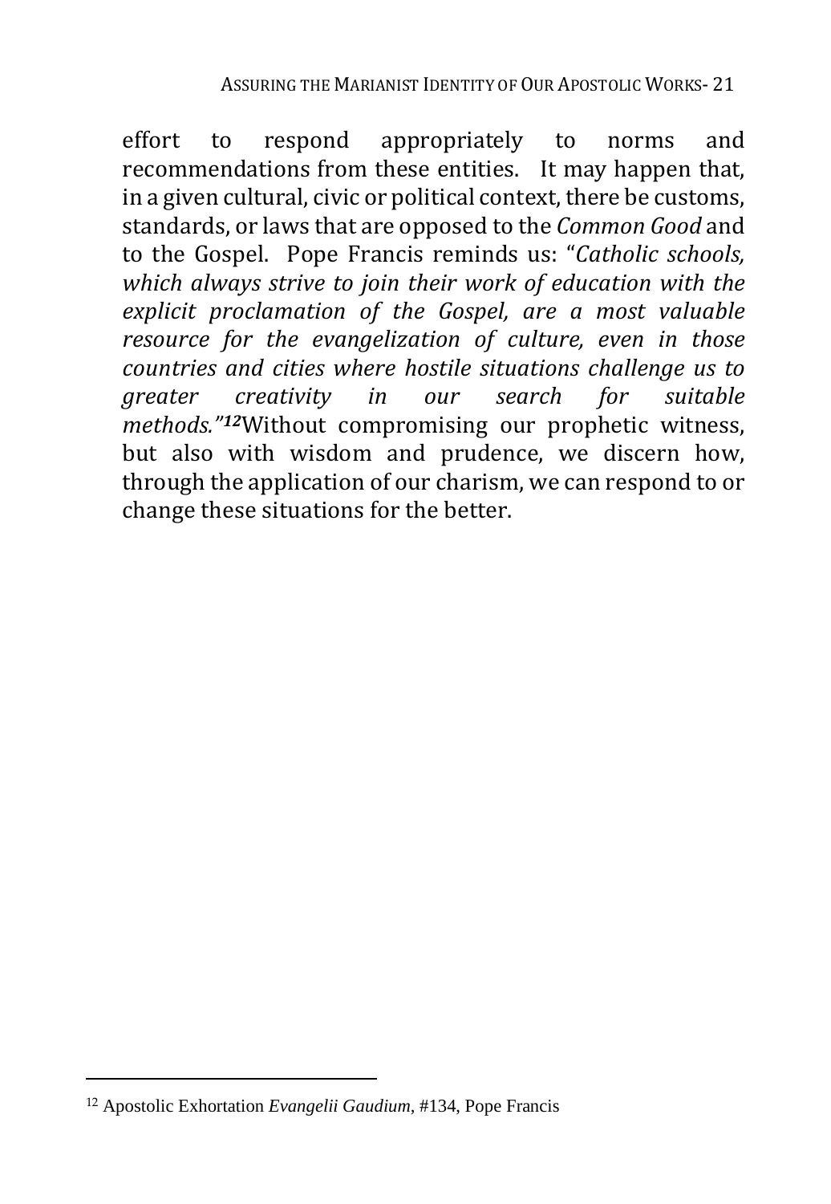effort to respond appropriately to norms and recommendations from these entities. It may happen that, in a given cultural, civic or political context, there be customs, standards, or laws that are opposed to the *Common Good* and to the Gospel. Pope Francis reminds us: "*Catholic schools, which always strive to join their work of education with the explicit proclamation of the Gospel, are a most valuable resource for the evangelization of culture, even in those countries and cities where hostile situations challenge us to greater creativity in our search for suitable methods.*"[12] Without compromising our prophetic witness, but also with wisdom and prudence, we discern how, through the application of our charism, we can respond to or change these situations for the better.

---

[12] Apostolic Exhortation *Evangelii Gaudium*, #134, Pope Francis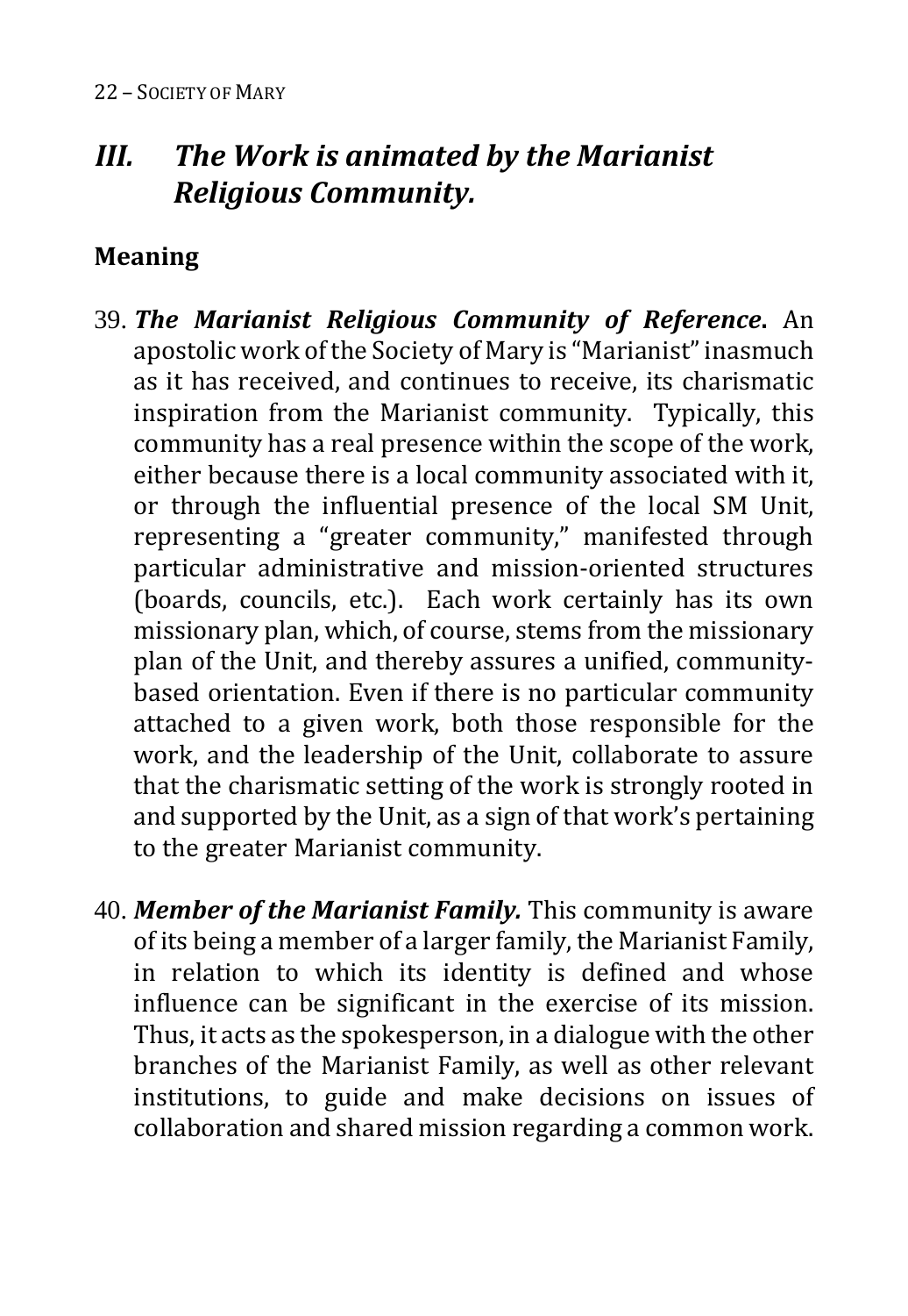## *III. The Work is animated by the Marianist Religious Community.*

### Meaning

39. ***The Marianist Religious Community of Reference*.** An apostolic work of the Society of Mary is "Marianist" inasmuch as it has received, and continues to receive, its charismatic inspiration from the Marianist community. Typically, this community has a real presence within the scope of the work, either because there is a local community associated with it, or through the influential presence of the local SM Unit, representing a "greater community," manifested through particular administrative and mission-oriented structures (boards, councils, etc.). Each work certainly has its own missionary plan, which, of course, stems from the missionary plan of the Unit, and thereby assures a unified, community-based orientation. Even if there is no particular community attached to a given work, both those responsible for the work, and the leadership of the Unit, collaborate to assure that the charismatic setting of the work is strongly rooted in and supported by the Unit, as a sign of that work's pertaining to the greater Marianist community.

40. ***Member of the Marianist Family.*** This community is aware of its being a member of a larger family, the Marianist Family, in relation to which its identity is defined and whose influence can be significant in the exercise of its mission. Thus, it acts as the spokesperson, in a dialogue with the other branches of the Marianist Family, as well as other relevant institutions, to guide and make decisions on issues of collaboration and shared mission regarding a common work.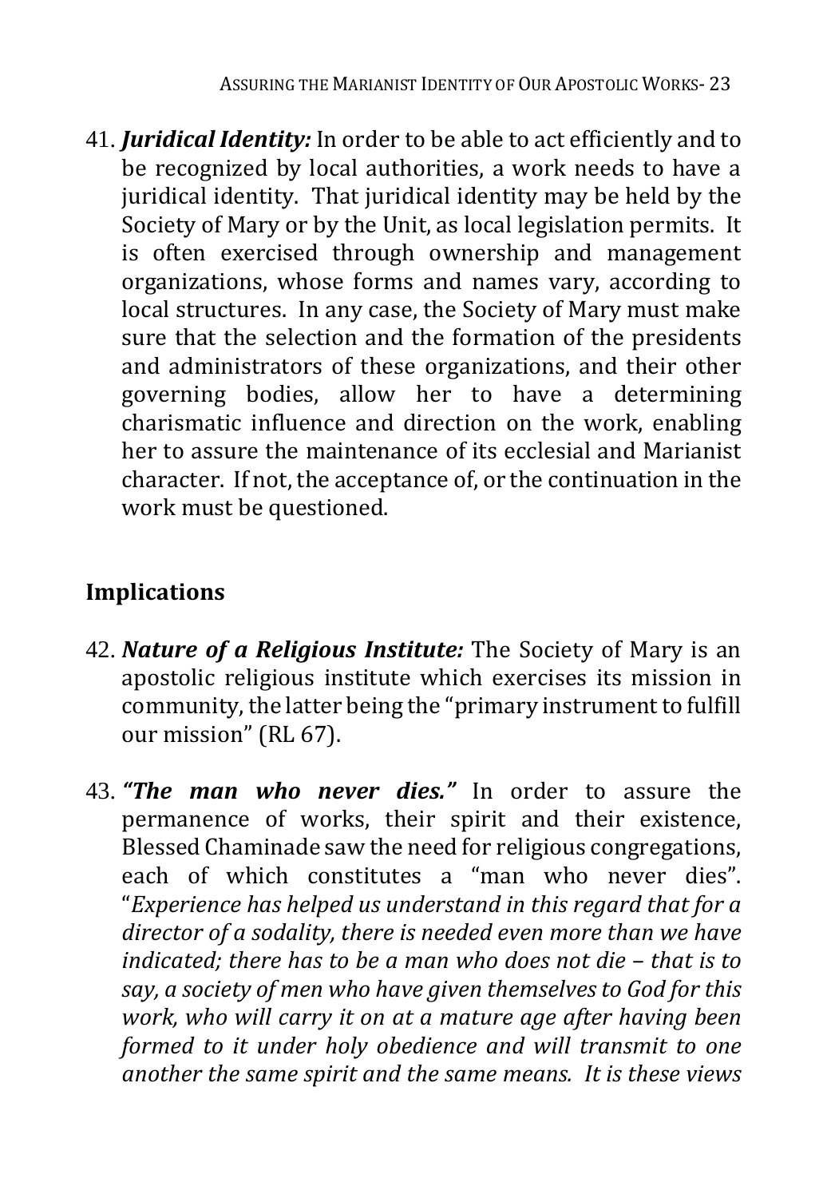41. ***Juridical Identity:*** In order to be able to act efficiently and to be recognized by local authorities, a work needs to have a juridical identity. That juridical identity may be held by the Society of Mary or by the Unit, as local legislation permits. It is often exercised through ownership and management organizations, whose forms and names vary, according to local structures. In any case, the Society of Mary must make sure that the selection and the formation of the presidents and administrators of these organizations, and their other governing bodies, allow her to have a determining charismatic influence and direction on the work, enabling her to assure the maintenance of its ecclesial and Marianist character. If not, the acceptance of, or the continuation in the work must be questioned.

## Implications

42. ***Nature of a Religious Institute:*** The Society of Mary is an apostolic religious institute which exercises its mission in community, the latter being the "primary instrument to fulfill our mission" (RL 67).

43. ***"The man who never dies."*** In order to assure the permanence of works, their spirit and their existence, Blessed Chaminade saw the need for religious congregations, each of which constitutes a "man who never dies". "*Experience has helped us understand in this regard that for a director of a sodality, there is needed even more than we have indicated; there has to be a man who does not die – that is to say, a society of men who have given themselves to God for this work, who will carry it on at a mature age after having been formed to it under holy obedience and will transmit to one another the same spirit and the same means. It is these views*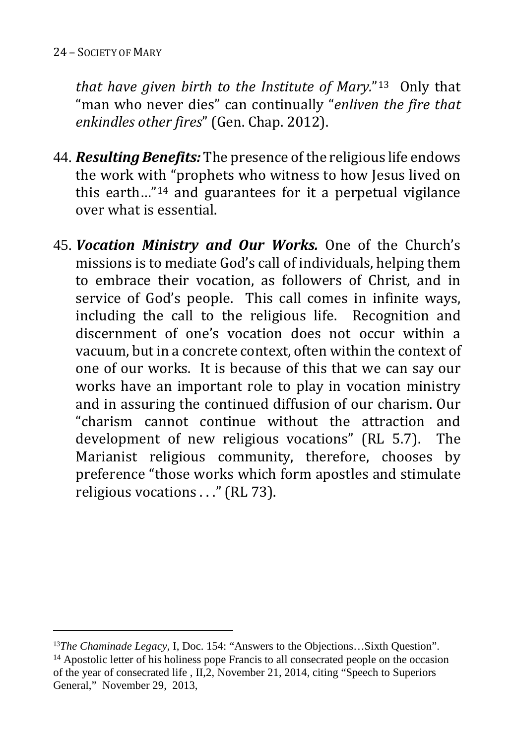*that have given birth to the Institute of Mary.*"[13] Only that "man who never dies" can continually "*enliven the fire that enkindles other fires*" (Gen. Chap. 2012).

44. ***Resulting Benefits:*** The presence of the religious life endows the work with "prophets who witness to how Jesus lived on this earth…"[14] and guarantees for it a perpetual vigilance over what is essential.

45. ***Vocation Ministry and Our Works.*** One of the Church's missions is to mediate God's call of individuals, helping them to embrace their vocation, as followers of Christ, and in service of God's people. This call comes in infinite ways, including the call to the religious life. Recognition and discernment of one's vocation does not occur within a vacuum, but in a concrete context, often within the context of one of our works. It is because of this that we can say our works have an important role to play in vocation ministry and in assuring the continued diffusion of our charism. Our "charism cannot continue without the attraction and development of new religious vocations" (RL 5.7). The Marianist religious community, therefore, chooses by preference "those works which form apostles and stimulate religious vocations . . ." (RL 73).

---

[13] *The Chaminade Legacy*, I, Doc. 154: "Answers to the Objections…Sixth Question".

[14] Apostolic letter of his holiness pope Francis to all consecrated people on the occasion of the year of consecrated life , II,2, November 21, 2014, citing "Speech to Superiors General," November 29, 2013,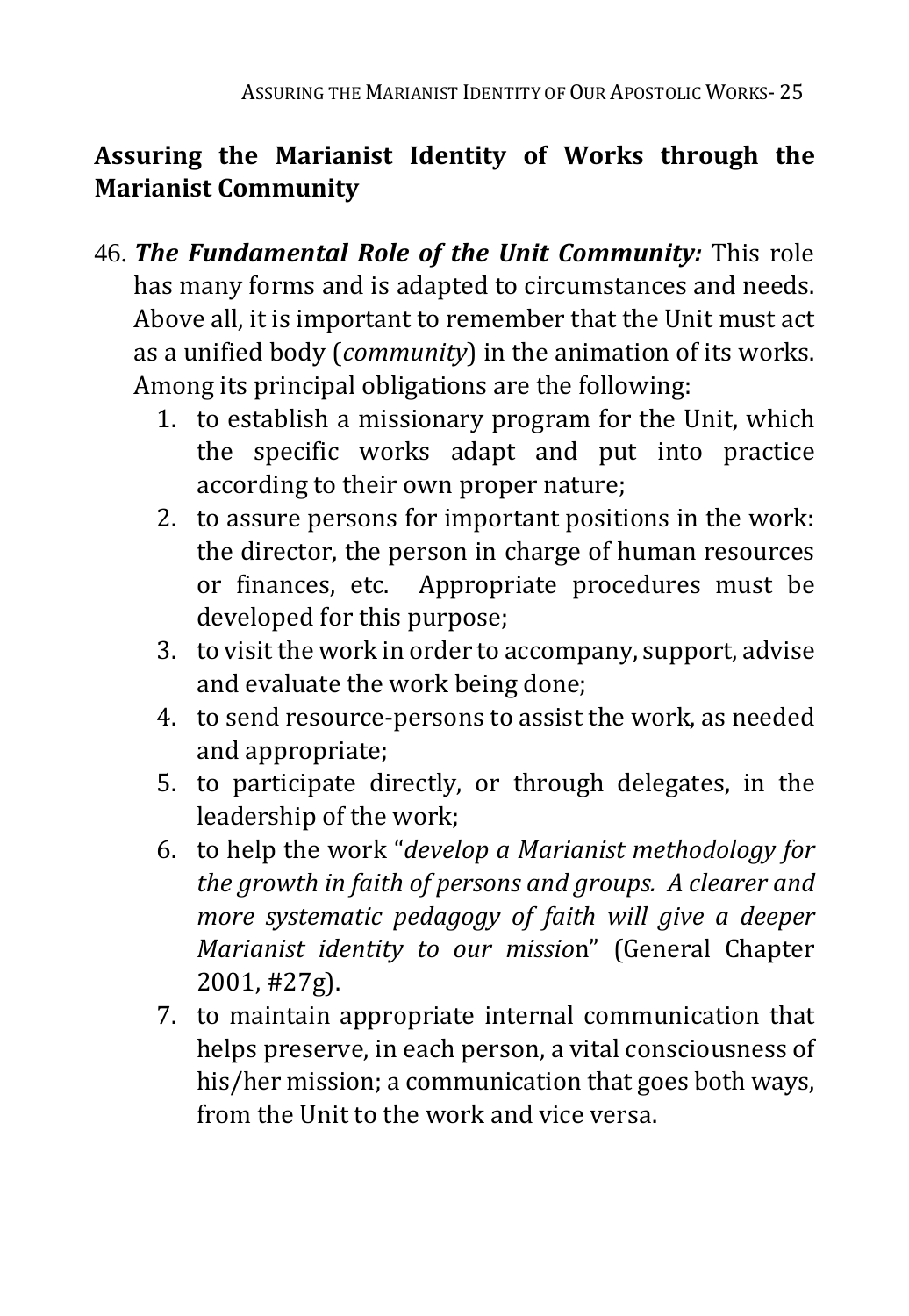## Assuring the Marianist Identity of Works through the Marianist Community

46. ***The Fundamental Role of the Unit Community:*** This role has many forms and is adapted to circumstances and needs. Above all, it is important to remember that the Unit must act as a unified body (*community*) in the animation of its works. Among its principal obligations are the following:
    1. to establish a missionary program for the Unit, which the specific works adapt and put into practice according to their own proper nature;
    2. to assure persons for important positions in the work: the director, the person in charge of human resources or finances, etc. Appropriate procedures must be developed for this purpose;
    3. to visit the work in order to accompany, support, advise and evaluate the work being done;
    4. to send resource-persons to assist the work, as needed and appropriate;
    5. to participate directly, or through delegates, in the leadership of the work;
    6. to help the work "*develop a Marianist methodology for the growth in faith of persons and groups. A clearer and more systematic pedagogy of faith will give a deeper Marianist identity to our missio*n" (General Chapter 2001, #27g).
    7. to maintain appropriate internal communication that helps preserve, in each person, a vital consciousness of his/her mission; a communication that goes both ways, from the Unit to the work and vice versa.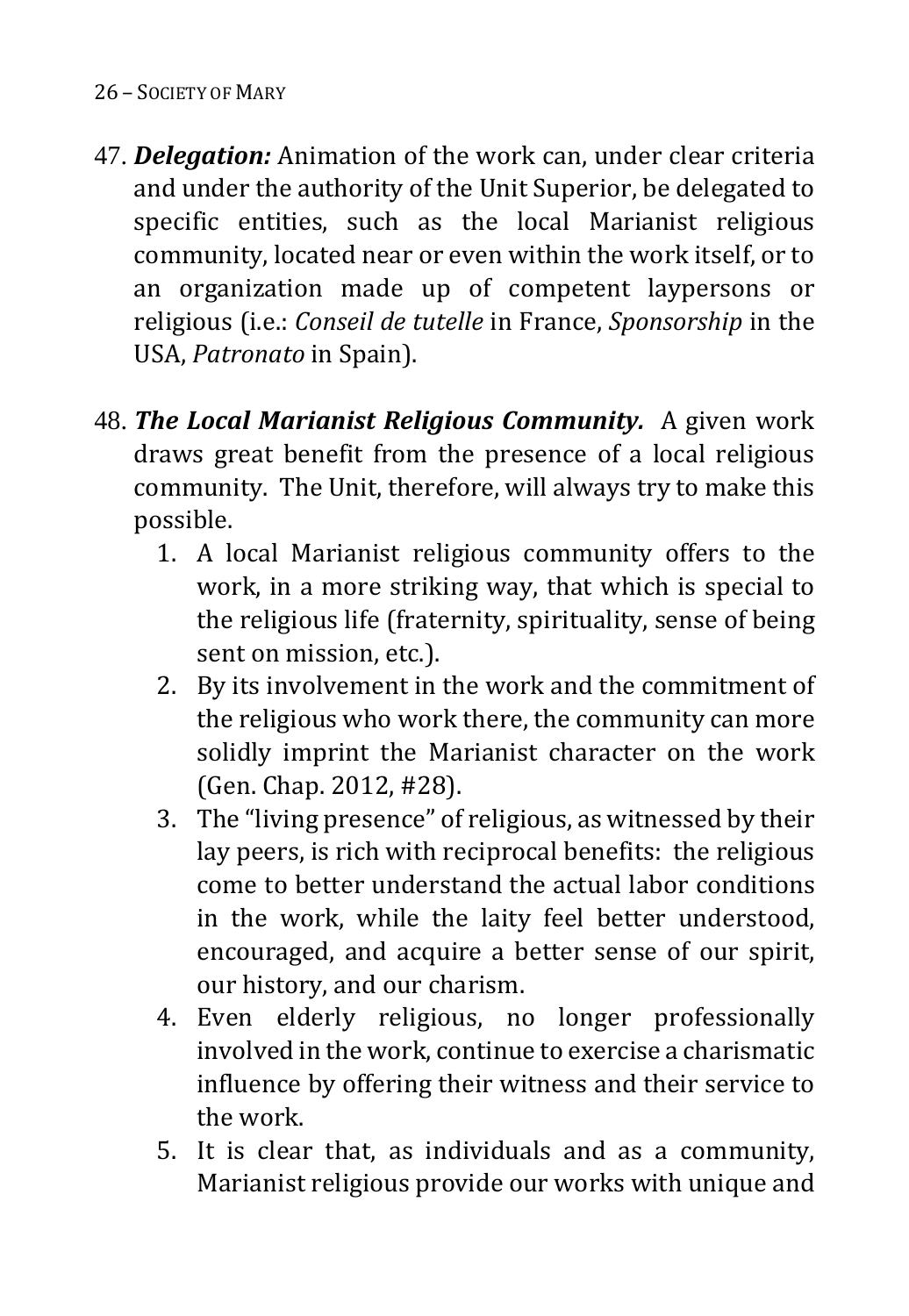47. ***Delegation:*** Animation of the work can, under clear criteria and under the authority of the Unit Superior, be delegated to specific entities, such as the local Marianist religious community, located near or even within the work itself, or to an organization made up of competent laypersons or religious (i.e.: *Conseil de tutelle* in France, *Sponsorship* in the USA, *Patronato* in Spain).

48. ***The Local Marianist Religious Community.*** A given work draws great benefit from the presence of a local religious community. The Unit, therefore, will always try to make this possible.
    1. A local Marianist religious community offers to the work, in a more striking way, that which is special to the religious life (fraternity, spirituality, sense of being sent on mission, etc.).
    2. By its involvement in the work and the commitment of the religious who work there, the community can more solidly imprint the Marianist character on the work (Gen. Chap. 2012, #28).
    3. The "living presence" of religious, as witnessed by their lay peers, is rich with reciprocal benefits: the religious come to better understand the actual labor conditions in the work, while the laity feel better understood, encouraged, and acquire a better sense of our spirit, our history, and our charism.
    4. Even elderly religious, no longer professionally involved in the work, continue to exercise a charismatic influence by offering their witness and their service to the work.
    5. It is clear that, as individuals and as a community, Marianist religious provide our works with unique and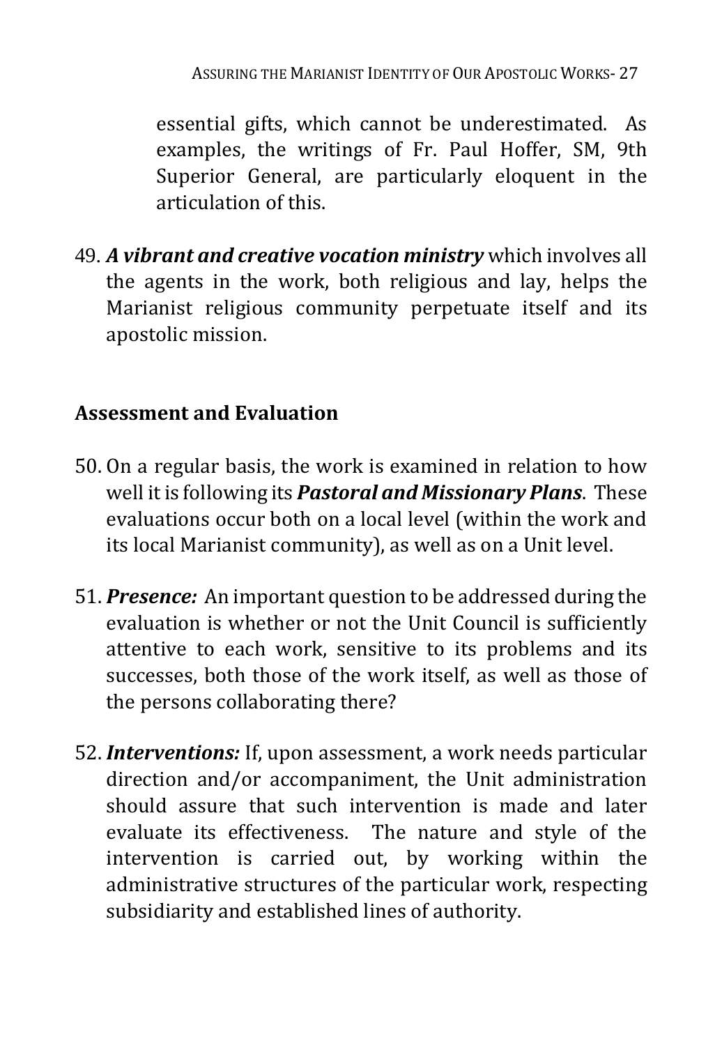essential gifts, which cannot be underestimated. As examples, the writings of Fr. Paul Hoffer, SM, 9th Superior General, are particularly eloquent in the articulation of this.

49. ***A vibrant and creative vocation ministry*** which involves all the agents in the work, both religious and lay, helps the Marianist religious community perpetuate itself and its apostolic mission.

## Assessment and Evaluation

50. On a regular basis, the work is examined in relation to how well it is following its ***Pastoral and Missionary Plans***. These evaluations occur both on a local level (within the work and its local Marianist community), as well as on a Unit level.

51. ***Presence:*** An important question to be addressed during the evaluation is whether or not the Unit Council is sufficiently attentive to each work, sensitive to its problems and its successes, both those of the work itself, as well as those of the persons collaborating there?

52. ***Interventions:*** If, upon assessment, a work needs particular direction and/or accompaniment, the Unit administration should assure that such intervention is made and later evaluate its effectiveness. The nature and style of the intervention is carried out, by working within the administrative structures of the particular work, respecting subsidiarity and established lines of authority.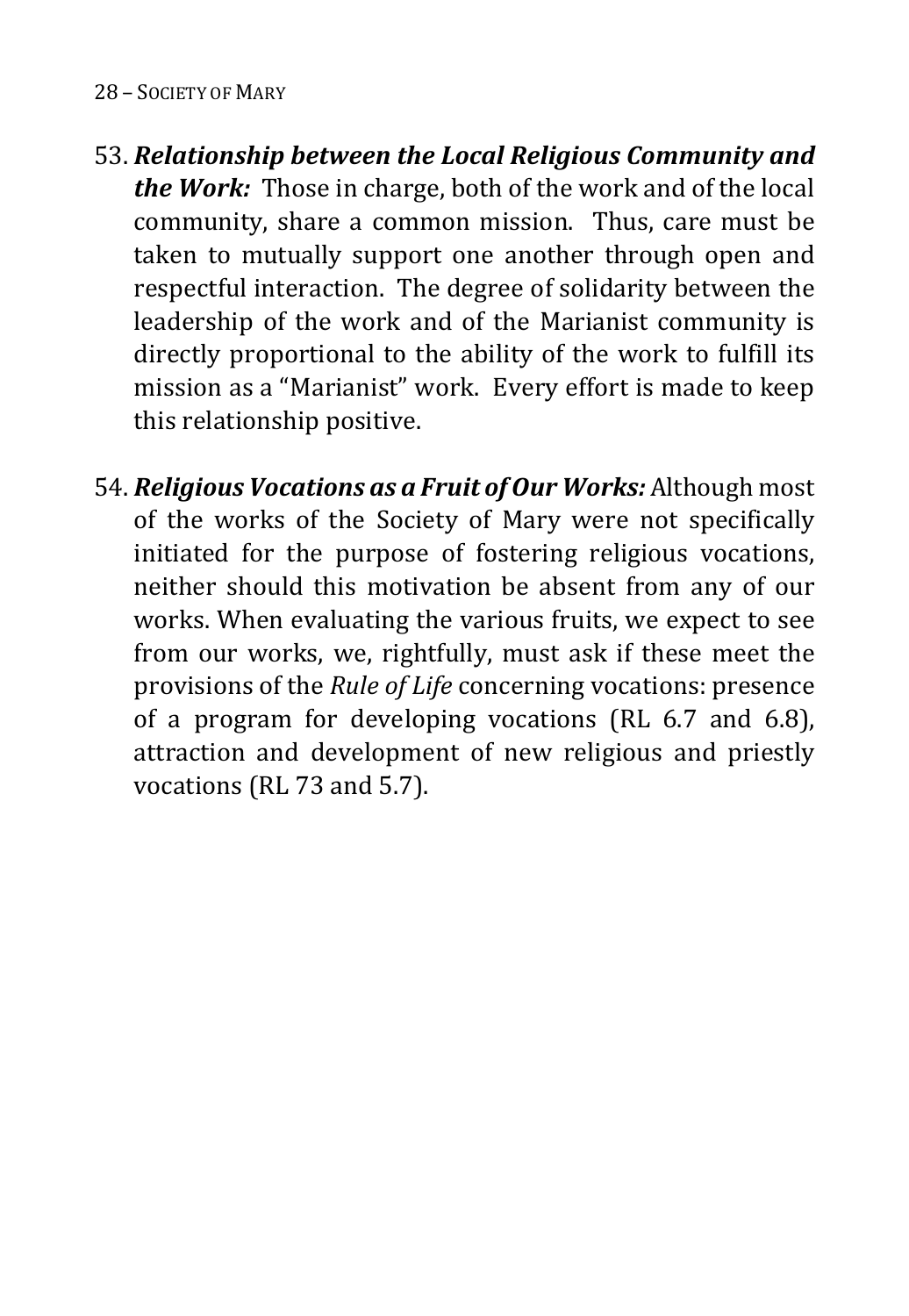53. ***Relationship between the Local Religious Community and the Work:*** Those in charge, both of the work and of the local community, share a common mission. Thus, care must be taken to mutually support one another through open and respectful interaction. The degree of solidarity between the leadership of the work and of the Marianist community is directly proportional to the ability of the work to fulfill its mission as a "Marianist" work. Every effort is made to keep this relationship positive.

54. ***Religious Vocations as a Fruit of Our Works:*** Although most of the works of the Society of Mary were not specifically initiated for the purpose of fostering religious vocations, neither should this motivation be absent from any of our works. When evaluating the various fruits, we expect to see from our works, we, rightfully, must ask if these meet the provisions of the *Rule of Life* concerning vocations: presence of a program for developing vocations (RL 6.7 and 6.8), attraction and development of new religious and priestly vocations (RL 73 and 5.7).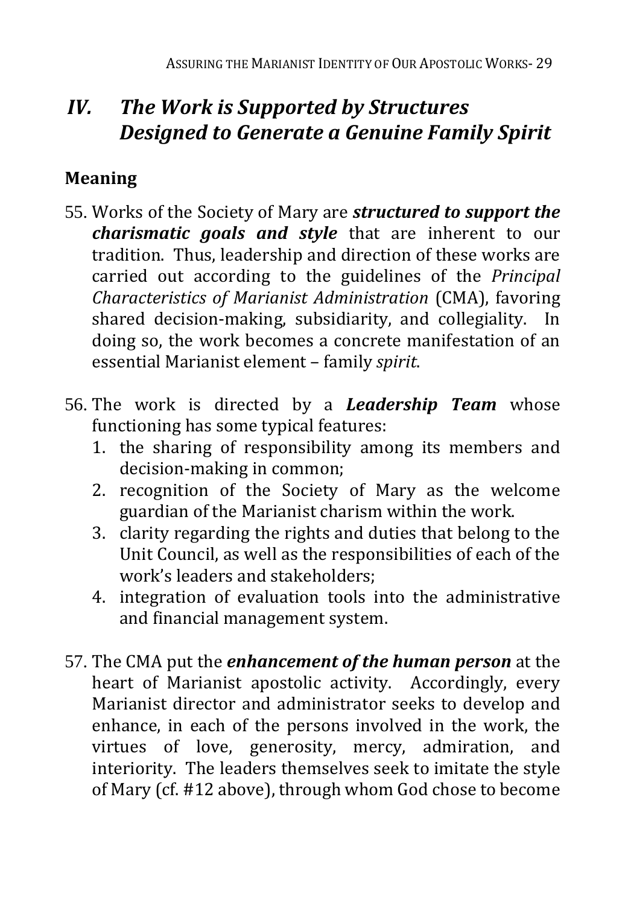## *IV. The Work is Supported by Structures Designed to Generate a Genuine Family Spirit*

### Meaning

55. Works of the Society of Mary are ***structured to support the charismatic goals and style*** that are inherent to our tradition. Thus, leadership and direction of these works are carried out according to the guidelines of the *Principal Characteristics of Marianist Administration* (CMA), favoring shared decision-making, subsidiarity, and collegiality. In doing so, the work becomes a concrete manifestation of an essential Marianist element – family *spirit*.

56. The work is directed by a ***Leadership Team*** whose functioning has some typical features:
    1. the sharing of responsibility among its members and decision-making in common;
    2. recognition of the Society of Mary as the welcome guardian of the Marianist charism within the work.
    3. clarity regarding the rights and duties that belong to the Unit Council, as well as the responsibilities of each of the work's leaders and stakeholders;
    4. integration of evaluation tools into the administrative and financial management system.

57. The CMA put the ***enhancement of the human person*** at the heart of Marianist apostolic activity. Accordingly, every Marianist director and administrator seeks to develop and enhance, in each of the persons involved in the work, the virtues of love, generosity, mercy, admiration, and interiority. The leaders themselves seek to imitate the style of Mary (cf. #12 above), through whom God chose to become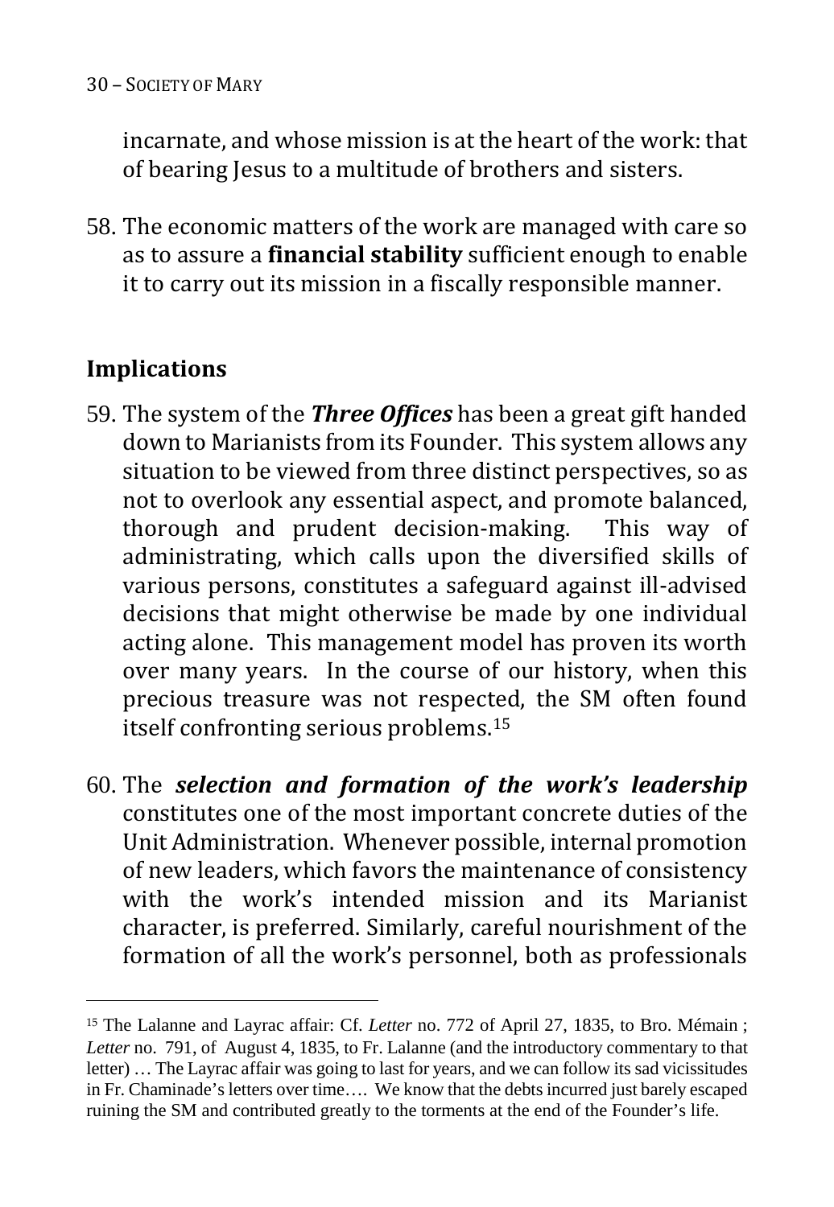incarnate, and whose mission is at the heart of the work: that of bearing Jesus to a multitude of brothers and sisters.

58. The economic matters of the work are managed with care so as to assure a **financial stability** sufficient enough to enable it to carry out its mission in a fiscally responsible manner.

## Implications

59. The system of the ***Three Offices*** has been a great gift handed down to Marianists from its Founder. This system allows any situation to be viewed from three distinct perspectives, so as not to overlook any essential aspect, and promote balanced, thorough and prudent decision-making. This way of administrating, which calls upon the diversified skills of various persons, constitutes a safeguard against ill-advised decisions that might otherwise be made by one individual acting alone. This management model has proven its worth over many years. In the course of our history, when this precious treasure was not respected, the SM often found itself confronting serious problems.[15]

60. The ***selection and formation of the work's leadership*** constitutes one of the most important concrete duties of the Unit Administration. Whenever possible, internal promotion of new leaders, which favors the maintenance of consistency with the work's intended mission and its Marianist character, is preferred. Similarly, careful nourishment of the formation of all the work's personnel, both as professionals

---

[15] The Lalanne and Layrac affair: Cf. *Letter* no. 772 of April 27, 1835, to Bro. Mémain ; *Letter* no. 791, of August 4, 1835, to Fr. Lalanne (and the introductory commentary to that letter) … The Layrac affair was going to last for years, and we can follow its sad vicissitudes in Fr. Chaminade's letters over time…. We know that the debts incurred just barely escaped ruining the SM and contributed greatly to the torments at the end of the Founder's life.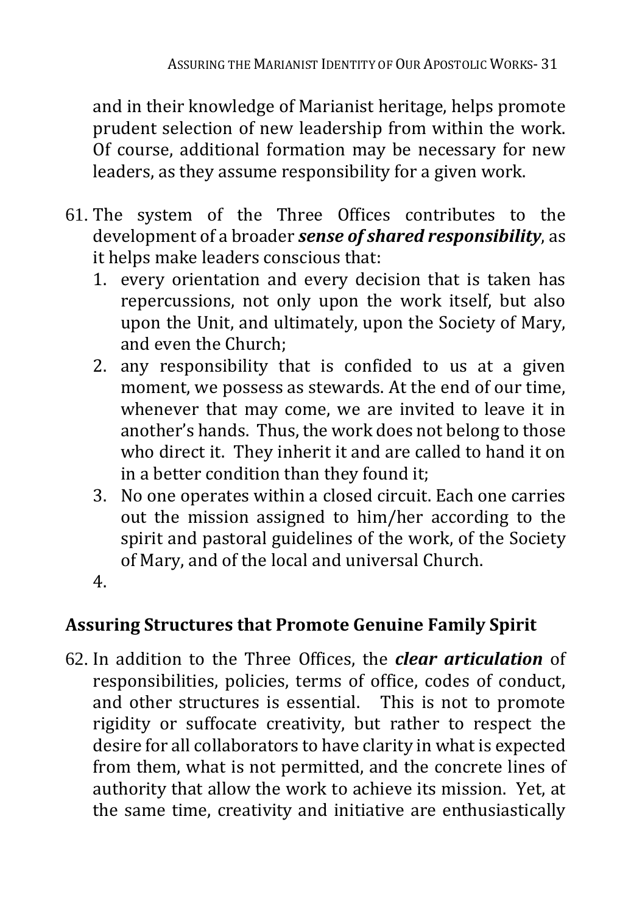and in their knowledge of Marianist heritage, helps promote prudent selection of new leadership from within the work. Of course, additional formation may be necessary for new leaders, as they assume responsibility for a given work.

61. The system of the Three Offices contributes to the development of a broader ***sense of shared responsibility***, as it helps make leaders conscious that:
    1. every orientation and every decision that is taken has repercussions, not only upon the work itself, but also upon the Unit, and ultimately, upon the Society of Mary, and even the Church;
    2. any responsibility that is confided to us at a given moment, we possess as stewards. At the end of our time, whenever that may come, we are invited to leave it in another's hands. Thus, the work does not belong to those who direct it. They inherit it and are called to hand it on in a better condition than they found it;
    3. No one operates within a closed circuit. Each one carries out the mission assigned to him/her according to the spirit and pastoral guidelines of the work, of the Society of Mary, and of the local and universal Church.
    4.

## Assuring Structures that Promote Genuine Family Spirit

62. In addition to the Three Offices, the ***clear articulation*** of responsibilities, policies, terms of office, codes of conduct, and other structures is essential. This is not to promote rigidity or suffocate creativity, but rather to respect the desire for all collaborators to have clarity in what is expected from them, what is not permitted, and the concrete lines of authority that allow the work to achieve its mission. Yet, at the same time, creativity and initiative are enthusiastically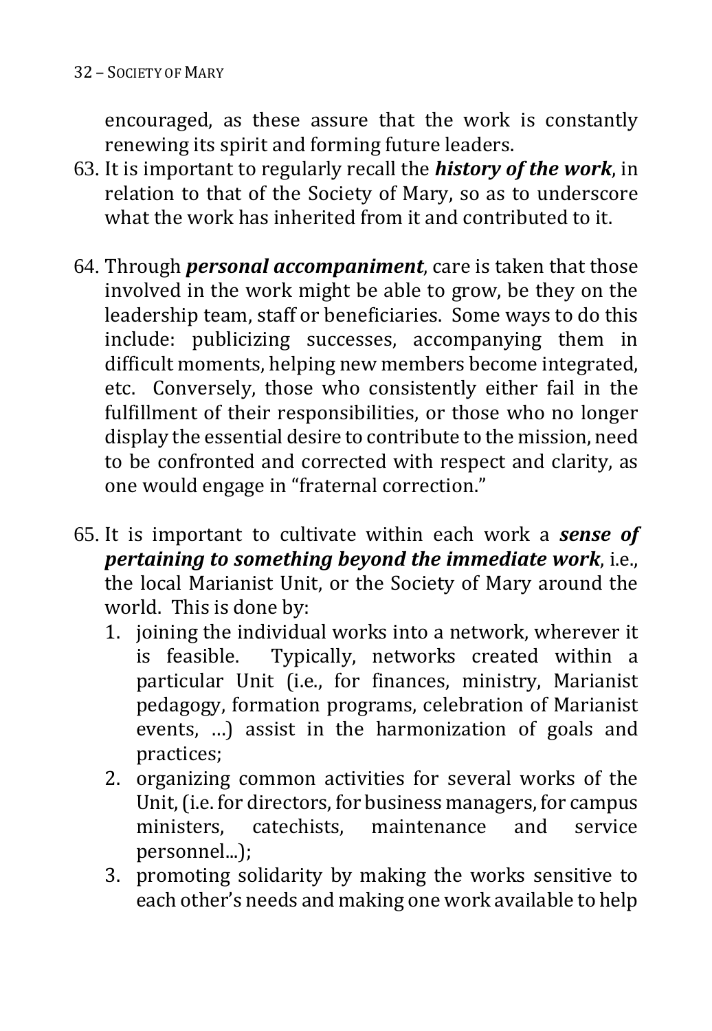encouraged, as these assure that the work is constantly renewing its spirit and forming future leaders.

63. It is important to regularly recall the ***history of the work***, in relation to that of the Society of Mary, so as to underscore what the work has inherited from it and contributed to it.

64. Through ***personal accompaniment***, care is taken that those involved in the work might be able to grow, be they on the leadership team, staff or beneficiaries. Some ways to do this include: publicizing successes, accompanying them in difficult moments, helping new members become integrated, etc. Conversely, those who consistently either fail in the fulfillment of their responsibilities, or those who no longer display the essential desire to contribute to the mission, need to be confronted and corrected with respect and clarity, as one would engage in "fraternal correction."

65. It is important to cultivate within each work a ***sense of pertaining to something beyond the immediate work***, i.e., the local Marianist Unit, or the Society of Mary around the world. This is done by:
    1. joining the individual works into a network, wherever it is feasible. Typically, networks created within a particular Unit (i.e., for finances, ministry, Marianist pedagogy, formation programs, celebration of Marianist events, …) assist in the harmonization of goals and practices;
    2. organizing common activities for several works of the Unit, (i.e. for directors, for business managers, for campus ministers, catechists, maintenance and service personnel...);
    3. promoting solidarity by making the works sensitive to each other's needs and making one work available to help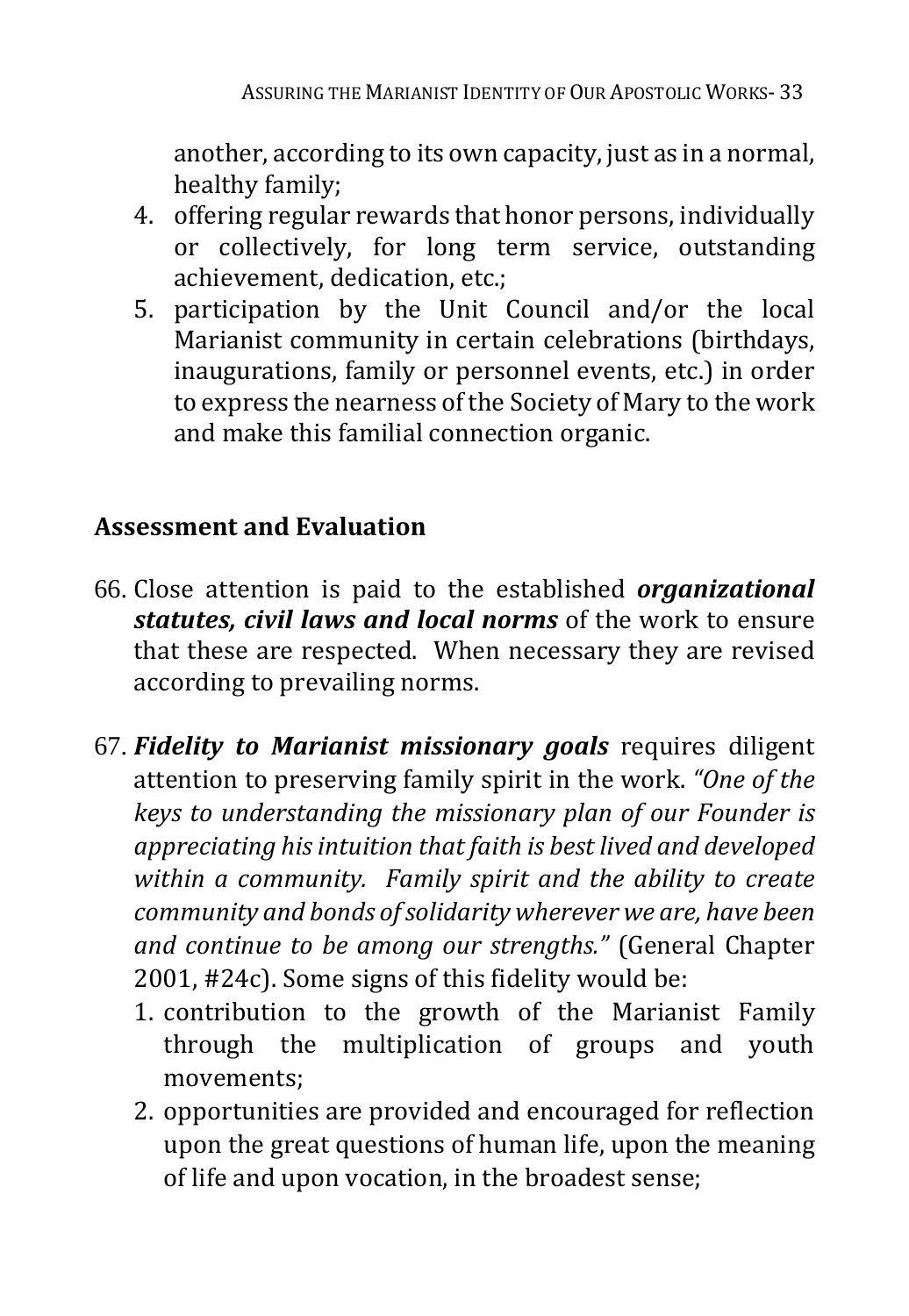another, according to its own capacity, just as in a normal, healthy family;
4. offering regular rewards that honor persons, individually or collectively, for long term service, outstanding achievement, dedication, etc.;
5. participation by the Unit Council and/or the local Marianist community in certain celebrations (birthdays, inaugurations, family or personnel events, etc.) in order to express the nearness of the Society of Mary to the work and make this familial connection organic.

## Assessment and Evaluation

66. Close attention is paid to the established ***organizational statutes, civil laws and local norms*** of the work to ensure that these are respected. When necessary they are revised according to prevailing norms.

67. ***Fidelity to Marianist missionary goals*** requires diligent attention to preserving family spirit in the work. *"One of the keys to understanding the missionary plan of our Founder is appreciating his intuition that faith is best lived and developed within a community. Family spirit and the ability to create community and bonds of solidarity wherever we are, have been and continue to be among our strengths."* (General Chapter 2001, #24c). Some signs of this fidelity would be:
    1. contribution to the growth of the Marianist Family through the multiplication of groups and youth movements;
    2. opportunities are provided and encouraged for reflection upon the great questions of human life, upon the meaning of life and upon vocation, in the broadest sense;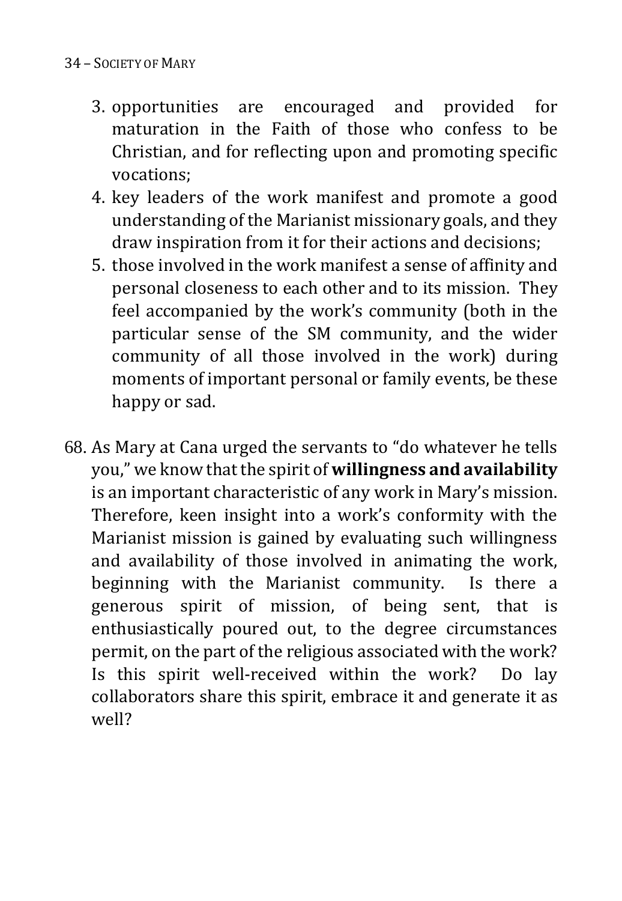3. opportunities are encouraged and provided for maturation in the Faith of those who confess to be Christian, and for reflecting upon and promoting specific vocations;
4. key leaders of the work manifest and promote a good understanding of the Marianist missionary goals, and they draw inspiration from it for their actions and decisions;
5. those involved in the work manifest a sense of affinity and personal closeness to each other and to its mission. They feel accompanied by the work's community (both in the particular sense of the SM community, and the wider community of all those involved in the work) during moments of important personal or family events, be these happy or sad.

68. As Mary at Cana urged the servants to "do whatever he tells you," we know that the spirit of **willingness and availability** is an important characteristic of any work in Mary's mission. Therefore, keen insight into a work's conformity with the Marianist mission is gained by evaluating such willingness and availability of those involved in animating the work, beginning with the Marianist community. Is there a generous spirit of mission, of being sent, that is enthusiastically poured out, to the degree circumstances permit, on the part of the religious associated with the work? Is this spirit well-received within the work? Do lay collaborators share this spirit, embrace it and generate it as well?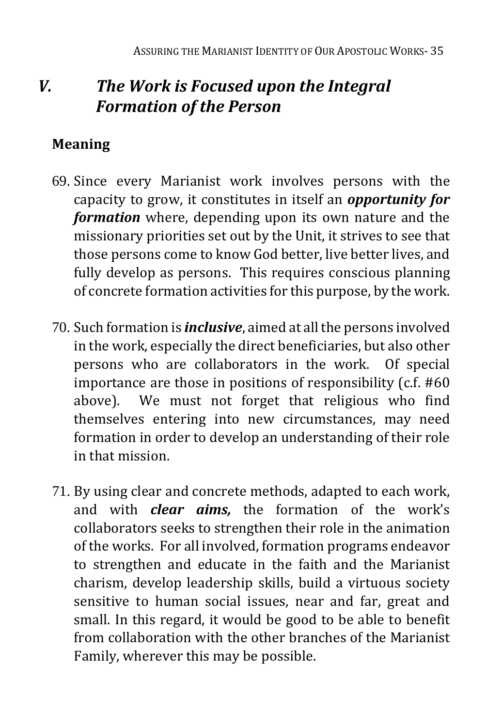## *V. The Work is Focused upon the Integral Formation of the Person*

### Meaning

69. Since every Marianist work involves persons with the capacity to grow, it constitutes in itself an ***opportunity for formation*** where, depending upon its own nature and the missionary priorities set out by the Unit, it strives to see that those persons come to know God better, live better lives, and fully develop as persons. This requires conscious planning of concrete formation activities for this purpose, by the work.

70. Such formation is ***inclusive***, aimed at all the persons involved in the work, especially the direct beneficiaries, but also other persons who are collaborators in the work. Of special importance are those in positions of responsibility (c.f. #60 above). We must not forget that religious who find themselves entering into new circumstances, may need formation in order to develop an understanding of their role in that mission.

71. By using clear and concrete methods, adapted to each work, and with ***clear aims,*** the formation of the work's collaborators seeks to strengthen their role in the animation of the works. For all involved, formation programs endeavor to strengthen and educate in the faith and the Marianist charism, develop leadership skills, build a virtuous society sensitive to human social issues, near and far, great and small. In this regard, it would be good to be able to benefit from collaboration with the other branches of the Marianist Family, wherever this may be possible.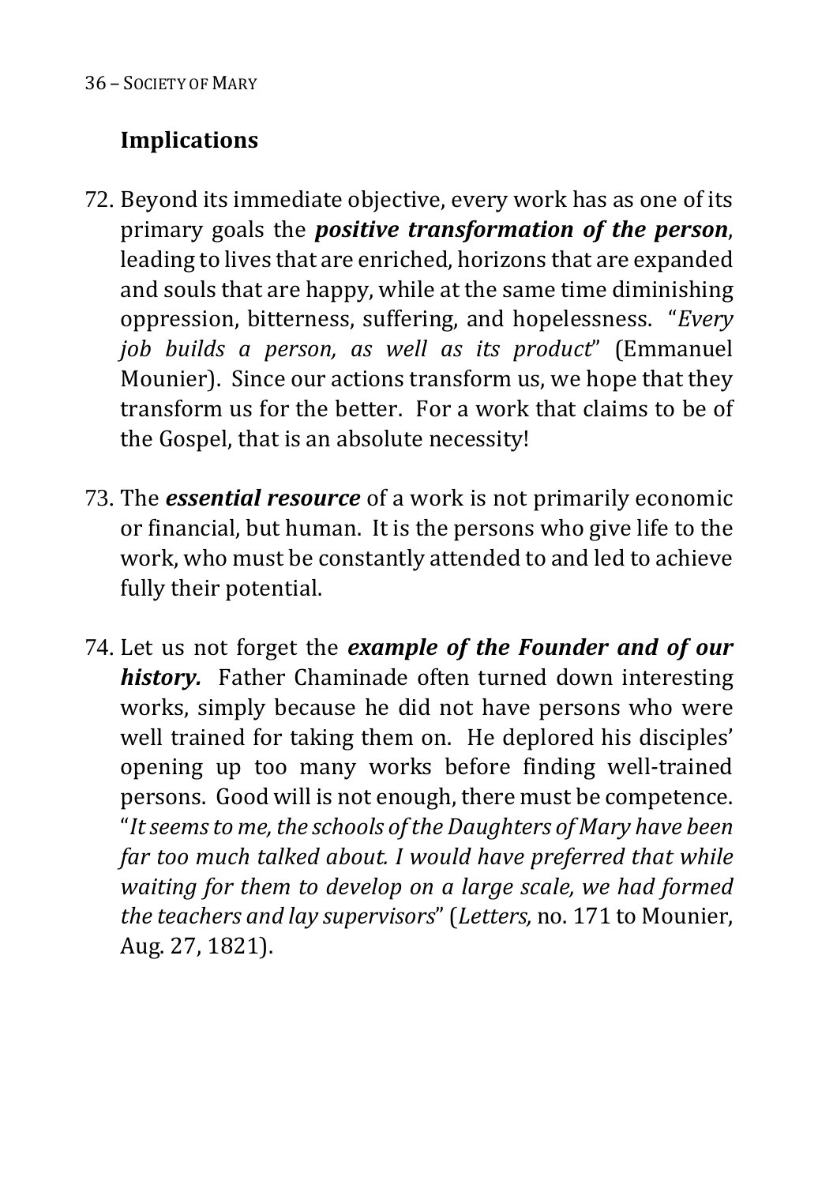### Implications

72. Beyond its immediate objective, every work has as one of its primary goals the ***positive transformation of the person***, leading to lives that are enriched, horizons that are expanded and souls that are happy, while at the same time diminishing oppression, bitterness, suffering, and hopelessness. "*Every job builds a person, as well as its product*" (Emmanuel Mounier). Since our actions transform us, we hope that they transform us for the better. For a work that claims to be of the Gospel, that is an absolute necessity!

73. The ***essential resource*** of a work is not primarily economic or financial, but human. It is the persons who give life to the work, who must be constantly attended to and led to achieve fully their potential.

74. Let us not forget the ***example of the Founder and of our history.*** Father Chaminade often turned down interesting works, simply because he did not have persons who were well trained for taking them on. He deplored his disciples' opening up too many works before finding well-trained persons. Good will is not enough, there must be competence. "*It seems to me, the schools of the Daughters of Mary have been far too much talked about. I would have preferred that while waiting for them to develop on a large scale, we had formed the teachers and lay supervisors*" (*Letters,* no. 171 to Mounier, Aug. 27, 1821).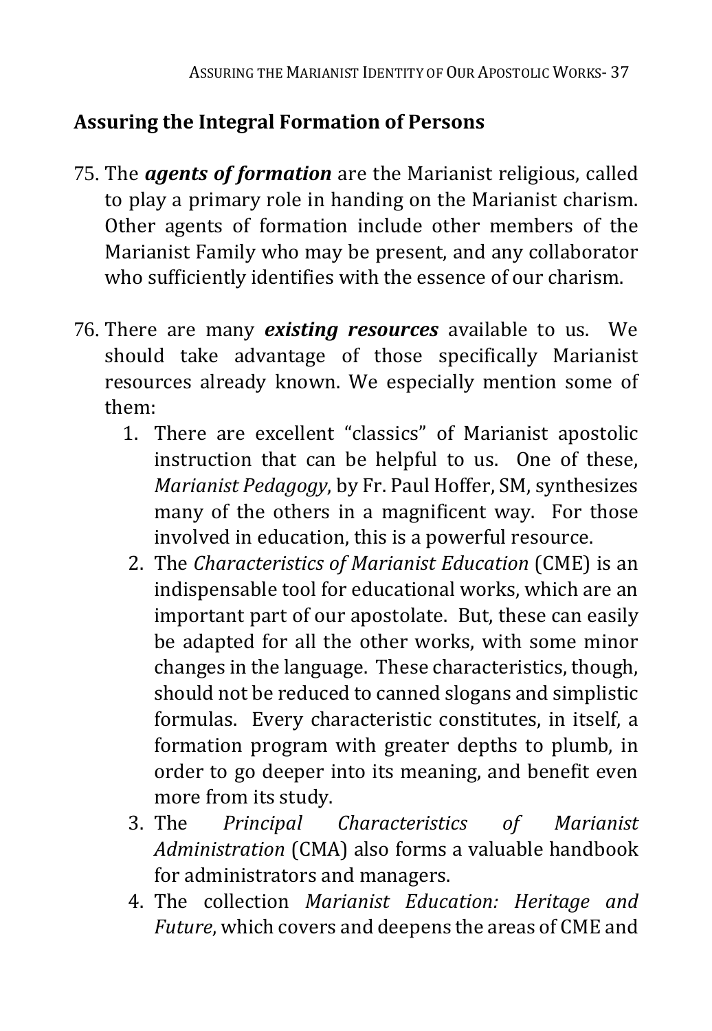## Assuring the Integral Formation of Persons

75. The ***agents of formation*** are the Marianist religious, called to play a primary role in handing on the Marianist charism. Other agents of formation include other members of the Marianist Family who may be present, and any collaborator who sufficiently identifies with the essence of our charism.

76. There are many ***existing resources*** available to us. We should take advantage of those specifically Marianist resources already known. We especially mention some of them:
    1. There are excellent "classics" of Marianist apostolic instruction that can be helpful to us. One of these, *Marianist Pedagogy*, by Fr. Paul Hoffer, SM, synthesizes many of the others in a magnificent way. For those involved in education, this is a powerful resource.
    2. The *Characteristics of Marianist Education* (CME) is an indispensable tool for educational works, which are an important part of our apostolate. But, these can easily be adapted for all the other works, with some minor changes in the language. These characteristics, though, should not be reduced to canned slogans and simplistic formulas. Every characteristic constitutes, in itself, a formation program with greater depths to plumb, in order to go deeper into its meaning, and benefit even more from its study.
    3. The *Principal Characteristics of Marianist Administration* (CMA) also forms a valuable handbook for administrators and managers.
    4. The collection *Marianist Education: Heritage and Future*, which covers and deepens the areas of CME and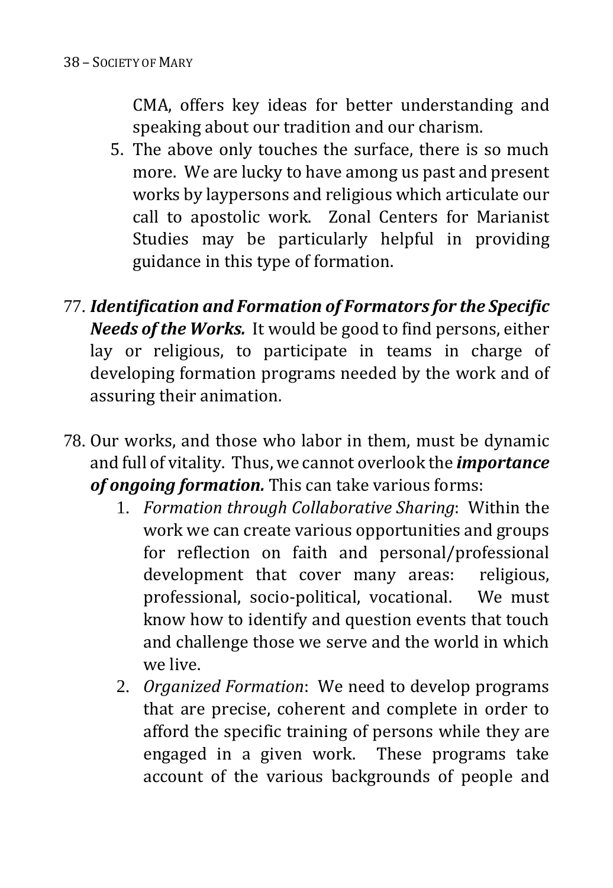CMA, offers key ideas for better understanding and speaking about our tradition and our charism.

5. The above only touches the surface, there is so much more. We are lucky to have among us past and present works by laypersons and religious which articulate our call to apostolic work. Zonal Centers for Marianist Studies may be particularly helpful in providing guidance in this type of formation.

77. ***Identification and Formation of Formators for the Specific Needs of the Works.*** It would be good to find persons, either lay or religious, to participate in teams in charge of developing formation programs needed by the work and of assuring their animation.

78. Our works, and those who labor in them, must be dynamic and full of vitality. Thus, we cannot overlook the ***importance of ongoing formation.*** This can take various forms:
    1. *Formation through Collaborative Sharing*: Within the work we can create various opportunities and groups for reflection on faith and personal/professional development that cover many areas: religious, professional, socio-political, vocational. We must know how to identify and question events that touch and challenge those we serve and the world in which we live.
    2. *Organized Formation*: We need to develop programs that are precise, coherent and complete in order to afford the specific training of persons while they are engaged in a given work. These programs take account of the various backgrounds of people and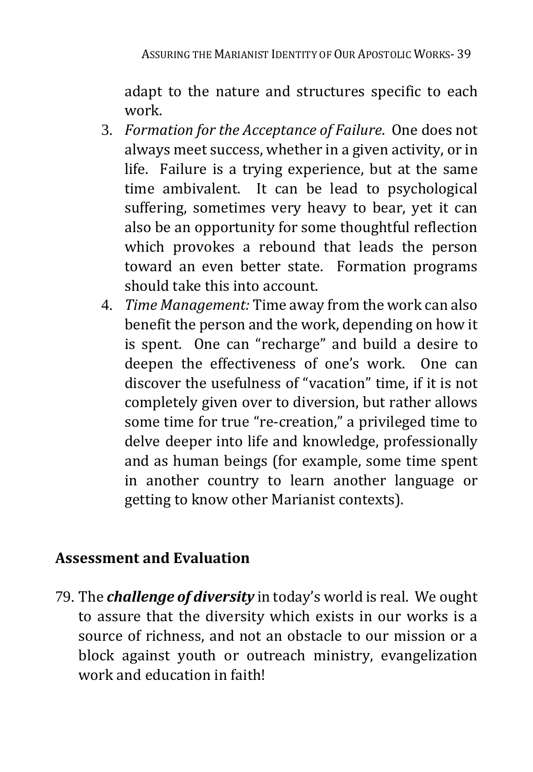adapt to the nature and structures specific to each work.

3. *Formation for the Acceptance of Failure*. One does not always meet success, whether in a given activity, or in life. Failure is a trying experience, but at the same time ambivalent. It can be lead to psychological suffering, sometimes very heavy to bear, yet it can also be an opportunity for some thoughtful reflection which provokes a rebound that leads the person toward an even better state. Formation programs should take this into account.
4. *Time Management:* Time away from the work can also benefit the person and the work, depending on how it is spent. One can "recharge" and build a desire to deepen the effectiveness of one's work. One can discover the usefulness of "vacation" time, if it is not completely given over to diversion, but rather allows some time for true "re-creation," a privileged time to delve deeper into life and knowledge, professionally and as human beings (for example, some time spent in another country to learn another language or getting to know other Marianist contexts).

## Assessment and Evaluation

79. The ***challenge of diversity*** in today's world is real. We ought to assure that the diversity which exists in our works is a source of richness, and not an obstacle to our mission or a block against youth or outreach ministry, evangelization work and education in faith!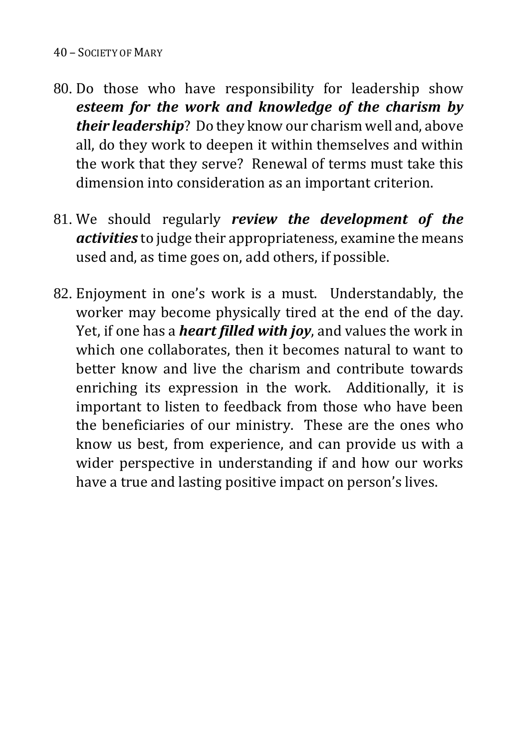80. Do those who have responsibility for leadership show ***esteem for the work and knowledge of the charism by their leadership***? Do they know our charism well and, above all, do they work to deepen it within themselves and within the work that they serve? Renewal of terms must take this dimension into consideration as an important criterion.

81. We should regularly ***review the development of the activities*** to judge their appropriateness, examine the means used and, as time goes on, add others, if possible.

82. Enjoyment in one's work is a must. Understandably, the worker may become physically tired at the end of the day. Yet, if one has a ***heart filled with joy***, and values the work in which one collaborates, then it becomes natural to want to better know and live the charism and contribute towards enriching its expression in the work. Additionally, it is important to listen to feedback from those who have been the beneficiaries of our ministry. These are the ones who know us best, from experience, and can provide us with a wider perspective in understanding if and how our works have a true and lasting positive impact on person's lives.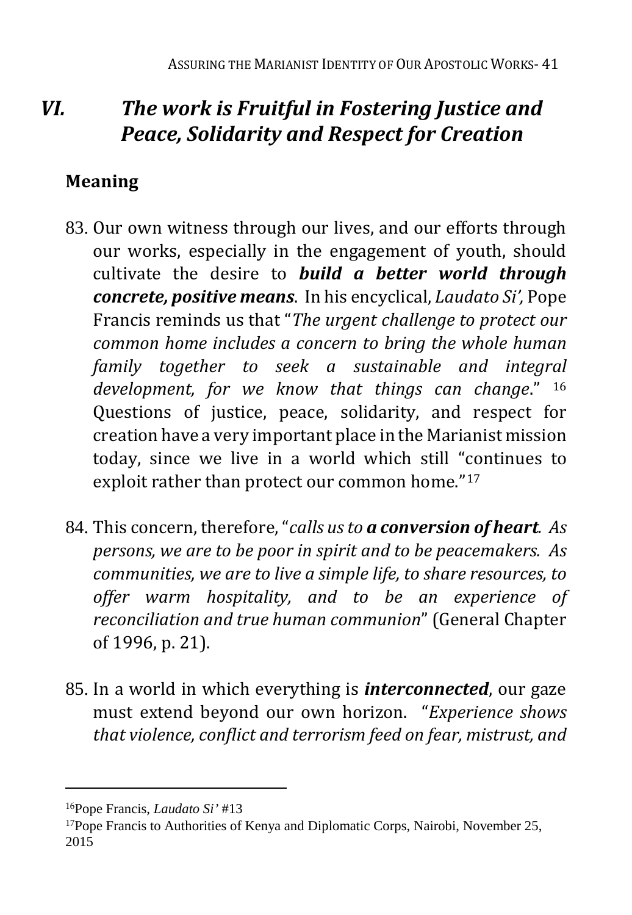## *VI. The work is Fruitful in Fostering Justice and Peace, Solidarity and Respect for Creation*

### Meaning

83. Our own witness through our lives, and our efforts through our works, especially in the engagement of youth, should cultivate the desire to ***build a better world through concrete, positive means***. In his encyclical, *Laudato Si',* Pope Francis reminds us that "*The urgent challenge to protect our common home includes a concern to bring the whole human family together to seek a sustainable and integral development, for we know that things can change*." [16] Questions of justice, peace, solidarity, and respect for creation have a very important place in the Marianist mission today, since we live in a world which still "continues to exploit rather than protect our common home."[17]

84. This concern, therefore, "*calls us to **a conversion of heart**. As persons, we are to be poor in spirit and to be peacemakers. As communities, we are to live a simple life, to share resources, to offer warm hospitality, and to be an experience of reconciliation and true human communion*" (General Chapter of 1996, p. 21).

85. In a world in which everything is ***interconnected***, our gaze must extend beyond our own horizon. "*Experience shows that violence, conflict and terrorism feed on fear, mistrust, and*

---

[16]Pope Francis, *Laudato Si'* #13

[17]Pope Francis to Authorities of Kenya and Diplomatic Corps, Nairobi, November 25, 2015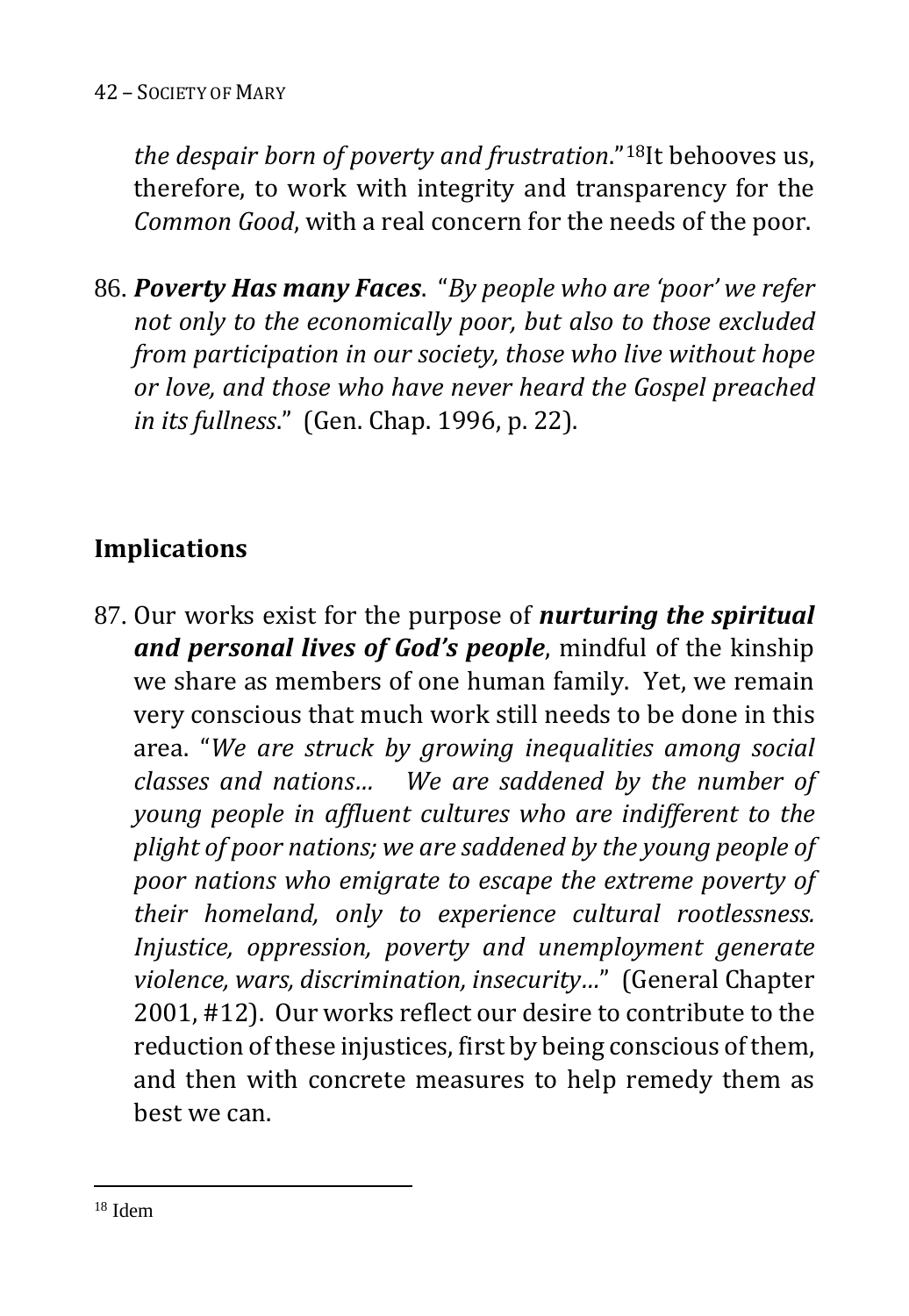*the despair born of poverty and frustration*."[18]It behooves us, therefore, to work with integrity and transparency for the *Common Good*, with a real concern for the needs of the poor.

86. ***Poverty Has many Faces***. "*By people who are 'poor' we refer not only to the economically poor, but also to those excluded from participation in our society, those who live without hope or love, and those who have never heard the Gospel preached in its fullness*." (Gen. Chap. 1996, p. 22).

## Implications

87. Our works exist for the purpose of ***nurturing the spiritual and personal lives of God's people***, mindful of the kinship we share as members of one human family. Yet, we remain very conscious that much work still needs to be done in this area. "*We are struck by growing inequalities among social classes and nations… We are saddened by the number of young people in affluent cultures who are indifferent to the plight of poor nations; we are saddened by the young people of poor nations who emigrate to escape the extreme poverty of their homeland, only to experience cultural rootlessness. Injustice, oppression, poverty and unemployment generate violence, wars, discrimination, insecurity…*" (General Chapter 2001, #12). Our works reflect our desire to contribute to the reduction of these injustices, first by being conscious of them, and then with concrete measures to help remedy them as best we can.

---

[18] Idem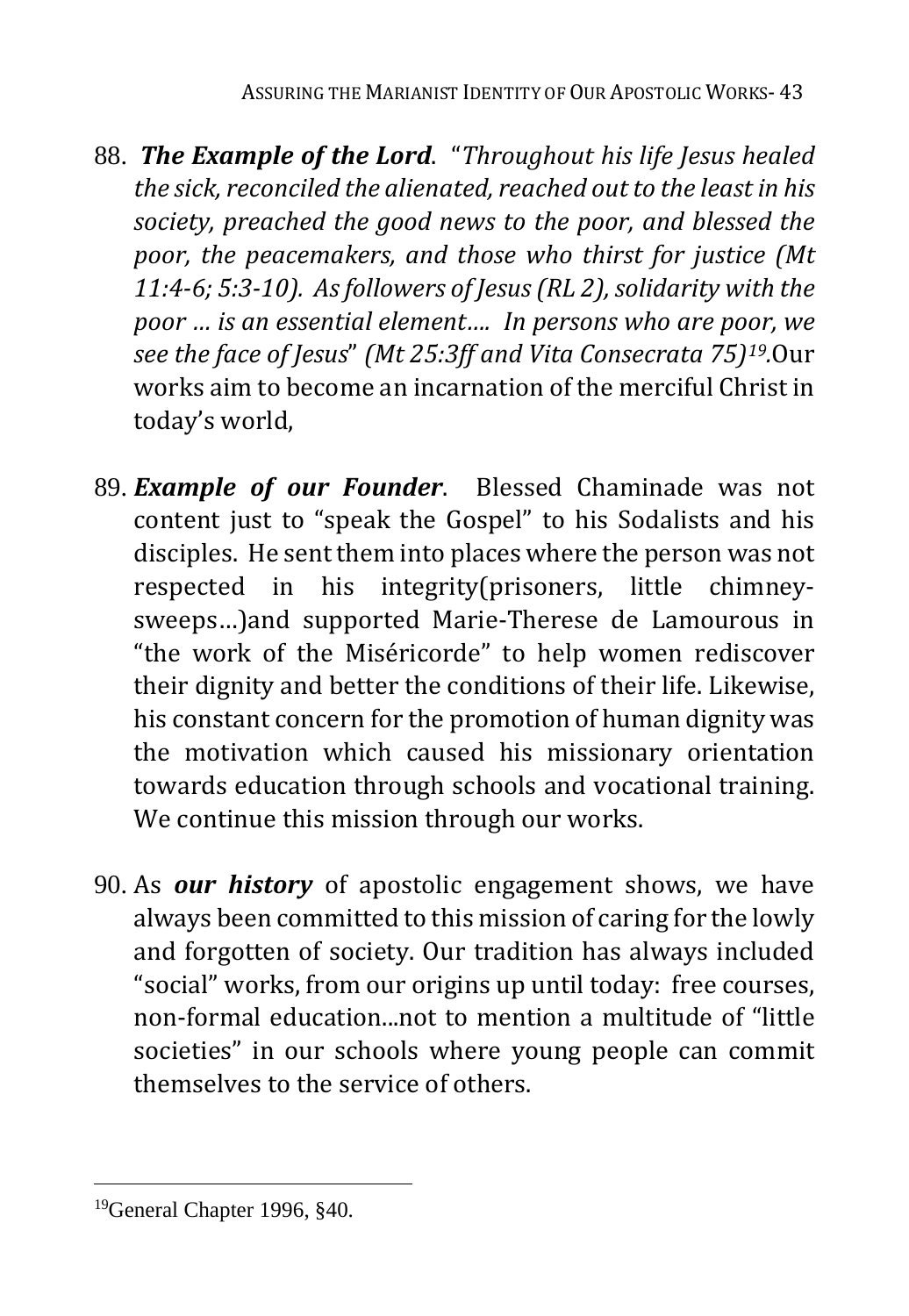88. ***The Example of the Lord***. "*Throughout his life Jesus healed the sick, reconciled the alienated, reached out to the least in his society, preached the good news to the poor, and blessed the poor, the peacemakers, and those who thirst for justice (Mt 11:4-6; 5:3-10). As followers of Jesus (RL 2), solidarity with the poor … is an essential element…. In persons who are poor, we see the face of Jesus*" *(Mt 25:3ff and Vita Consecrata 75)*[19]. Our works aim to become an incarnation of the merciful Christ in today's world,

89. ***Example of our Founder***. Blessed Chaminade was not content just to "speak the Gospel" to his Sodalists and his disciples. He sent them into places where the person was not respected in his integrity(prisoners, little chimney-sweeps…)and supported Marie-Therese de Lamourous in "the work of the Miséricorde" to help women rediscover their dignity and better the conditions of their life. Likewise, his constant concern for the promotion of human dignity was the motivation which caused his missionary orientation towards education through schools and vocational training. We continue this mission through our works.

90. As ***our history*** of apostolic engagement shows, we have always been committed to this mission of caring for the lowly and forgotten of society. Our tradition has always included "social" works, from our origins up until today: free courses, non-formal education...not to mention a multitude of "little societies" in our schools where young people can commit themselves to the service of others.

---

[19] General Chapter 1996, §40.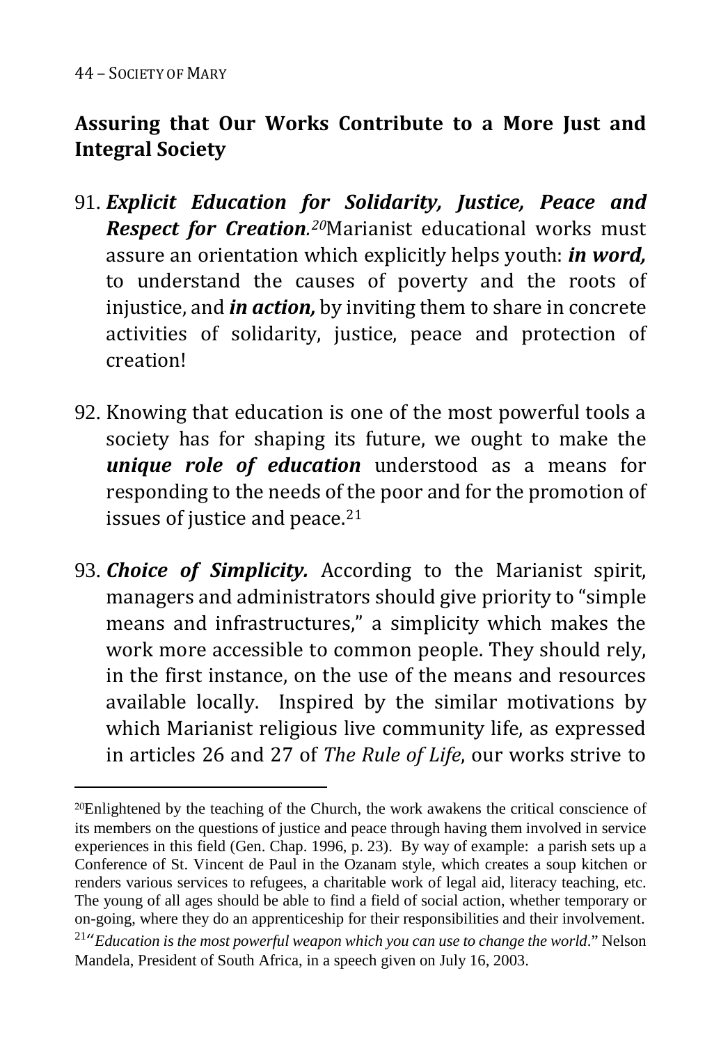## Assuring that Our Works Contribute to a More Just and Integral Society

91. ***Explicit Education for Solidarity, Justice, Peace and Respect for Creation.***[20]Marianist educational works must assure an orientation which explicitly helps youth: ***in word,*** to understand the causes of poverty and the roots of injustice, and ***in action,*** by inviting them to share in concrete activities of solidarity, justice, peace and protection of creation!

92. Knowing that education is one of the most powerful tools a society has for shaping its future, we ought to make the ***unique role of education*** understood as a means for responding to the needs of the poor and for the promotion of issues of justice and peace.[21]

93. ***Choice of Simplicity.*** According to the Marianist spirit, managers and administrators should give priority to "simple means and infrastructures," a simplicity which makes the work more accessible to common people. They should rely, in the first instance, on the use of the means and resources available locally. Inspired by the similar motivations by which Marianist religious live community life, as expressed in articles 26 and 27 of *The Rule of Life*, our works strive to

---

[20]Enlightened by the teaching of the Church, the work awakens the critical conscience of its members on the questions of justice and peace through having them involved in service experiences in this field (Gen. Chap. 1996, p. 23). By way of example: a parish sets up a Conference of St. Vincent de Paul in the Ozanam style, which creates a soup kitchen or renders various services to refugees, a charitable work of legal aid, literacy teaching, etc. The young of all ages should be able to find a field of social action, whether temporary or on-going, where they do an apprenticeship for their responsibilities and their involvement.

[21]"*Education is the most powerful weapon which you can use to change the world*." Nelson Mandela, President of South Africa, in a speech given on July 16, 2003.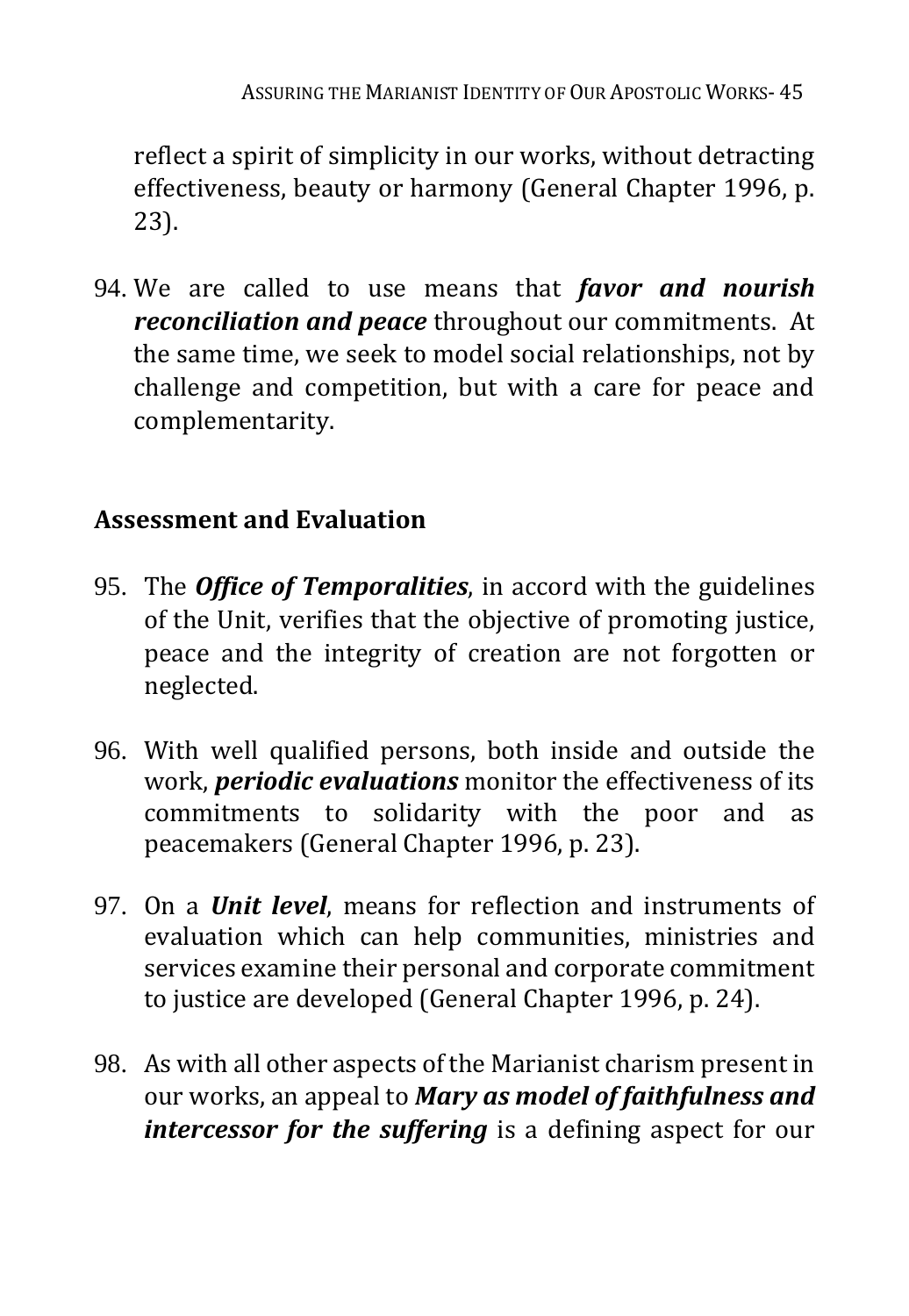reflect a spirit of simplicity in our works, without detracting effectiveness, beauty or harmony (General Chapter 1996, p. 23).

94. We are called to use means that ***favor and nourish reconciliation and peace*** throughout our commitments. At the same time, we seek to model social relationships, not by challenge and competition, but with a care for peace and complementarity.

## Assessment and Evaluation

95. The ***Office of Temporalities***, in accord with the guidelines of the Unit, verifies that the objective of promoting justice, peace and the integrity of creation are not forgotten or neglected.

96. With well qualified persons, both inside and outside the work, ***periodic evaluations*** monitor the effectiveness of its commitments to solidarity with the poor and as peacemakers (General Chapter 1996, p. 23).

97. On a ***Unit level***, means for reflection and instruments of evaluation which can help communities, ministries and services examine their personal and corporate commitment to justice are developed (General Chapter 1996, p. 24).

98. As with all other aspects of the Marianist charism present in our works, an appeal to ***Mary as model of faithfulness and intercessor for the suffering*** is a defining aspect for our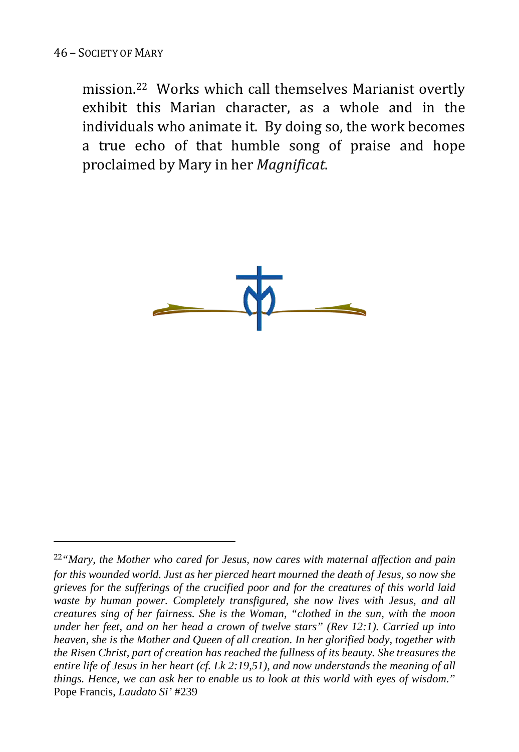mission.[22] Works which call themselves Marianist overtly exhibit this Marian character, as a whole and in the individuals who animate it. By doing so, the work becomes a true echo of that humble song of praise and hope proclaimed by Mary in her *Magnificat*.

---

[22] *"Mary, the Mother who cared for Jesus, now cares with maternal affection and pain for this wounded world. Just as her pierced heart mourned the death of Jesus, so now she grieves for the sufferings of the crucified poor and for the creatures of this world laid waste by human power. Completely transfigured, she now lives with Jesus, and all creatures sing of her fairness. She is the Woman, "clothed in the sun, with the moon under her feet, and on her head a crown of twelve stars" (Rev 12:1). Carried up into heaven, she is the Mother and Queen of all creation. In her glorified body, together with the Risen Christ, part of creation has reached the fullness of its beauty. She treasures the entire life of Jesus in her heart (cf. Lk 2:19,51), and now understands the meaning of all things. Hence, we can ask her to enable us to look at this world with eyes of wisdom."* Pope Francis, *Laudato Si'* #239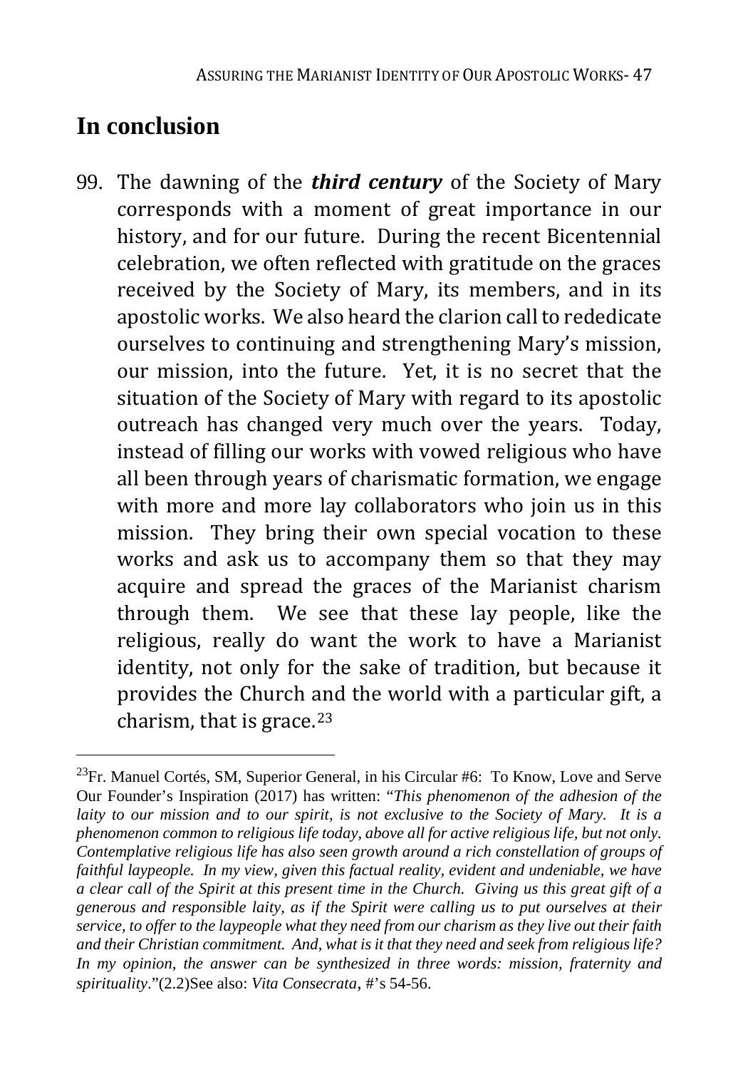## In conclusion

99. The dawning of the ***third century*** of the Society of Mary corresponds with a moment of great importance in our history, and for our future. During the recent Bicentennial celebration, we often reflected with gratitude on the graces received by the Society of Mary, its members, and in its apostolic works. We also heard the clarion call to rededicate ourselves to continuing and strengthening Mary's mission, our mission, into the future. Yet, it is no secret that the situation of the Society of Mary with regard to its apostolic outreach has changed very much over the years. Today, instead of filling our works with vowed religious who have all been through years of charismatic formation, we engage with more and more lay collaborators who join us in this mission. They bring their own special vocation to these works and ask us to accompany them so that they may acquire and spread the graces of the Marianist charism through them. We see that these lay people, like the religious, really do want the work to have a Marianist identity, not only for the sake of tradition, but because it provides the Church and the world with a particular gift, a charism, that is grace.[23]

---

[23]Fr. Manuel Cortés, SM, Superior General, in his Circular #6: To Know, Love and Serve Our Founder's Inspiration (2017) has written: "*This phenomenon of the adhesion of the laity to our mission and to our spirit, is not exclusive to the Society of Mary. It is a phenomenon common to religious life today, above all for active religious life, but not only. Contemplative religious life has also seen growth around a rich constellation of groups of faithful laypeople. In my view, given this factual reality, evident and undeniable, we have a clear call of the Spirit at this present time in the Church. Giving us this great gift of a generous and responsible laity, as if the Spirit were calling us to put ourselves at their service, to offer to the laypeople what they need from our charism as they live out their faith and their Christian commitment. And, what is it that they need and seek from religious life? In my opinion, the answer can be synthesized in three words: mission, fraternity and spirituality*."(2.2)See also: *Vita Consecrata*, #'s 54-56.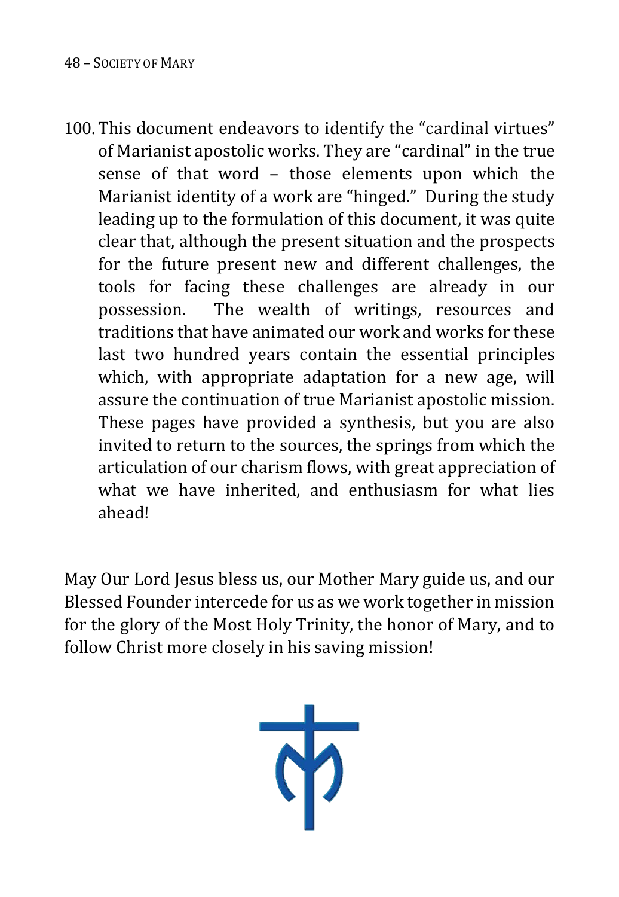100. This document endeavors to identify the “cardinal virtues” of Marianist apostolic works. They are “cardinal” in the true sense of that word – those elements upon which the Marianist identity of a work are “hinged.” During the study leading up to the formulation of this document, it was quite clear that, although the present situation and the prospects for the future present new and different challenges, the tools for facing these challenges are already in our possession. The wealth of writings, resources and traditions that have animated our work and works for these last two hundred years contain the essential principles which, with appropriate adaptation for a new age, will assure the continuation of true Marianist apostolic mission. These pages have provided a synthesis, but you are also invited to return to the sources, the springs from which the articulation of our charism flows, with great appreciation of what we have inherited, and enthusiasm for what lies ahead!

May Our Lord Jesus bless us, our Mother Mary guide us, and our Blessed Founder intercede for us as we work together in mission for the glory of the Most Holy Trinity, the honor of Mary, and to follow Christ more closely in his saving mission!